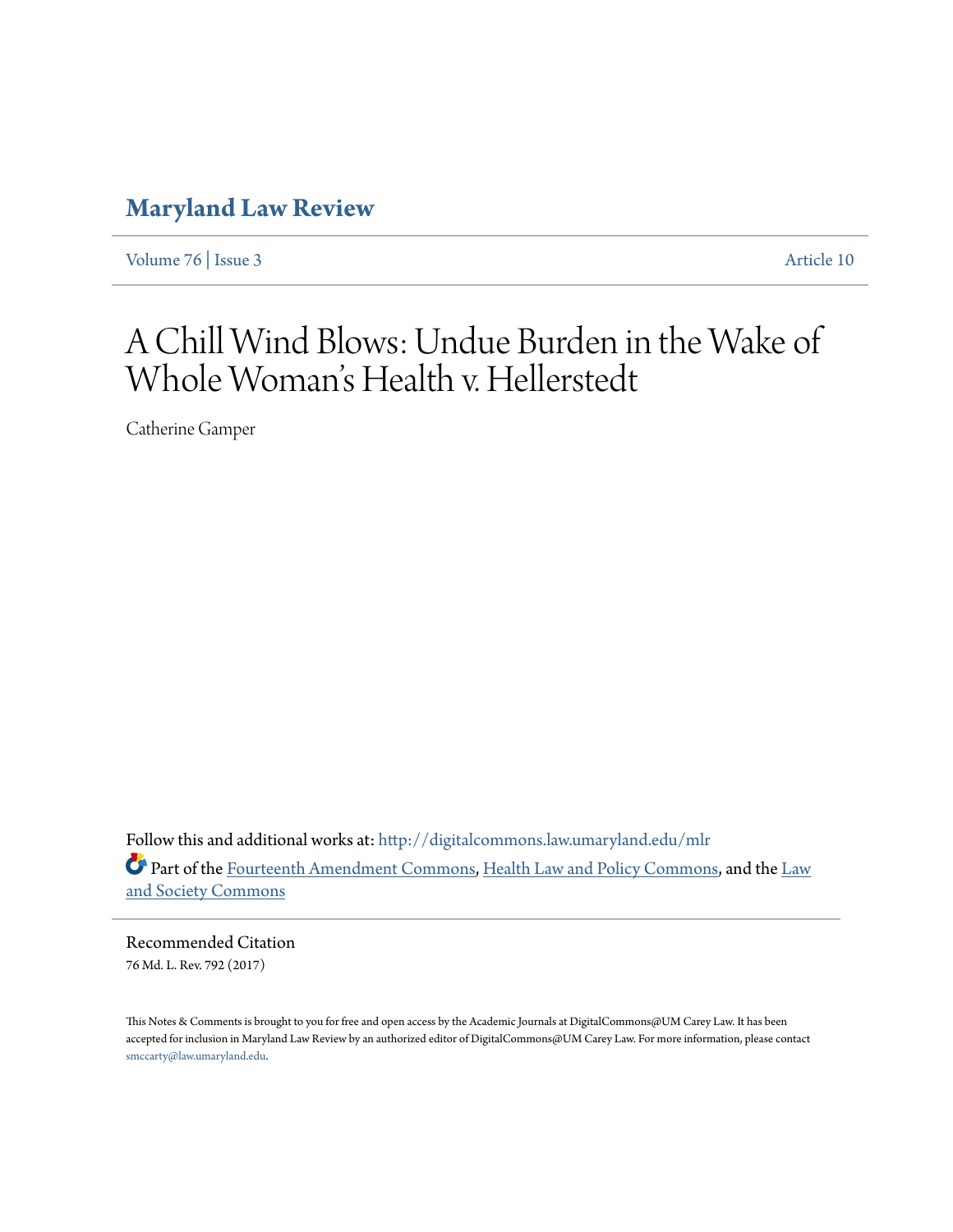# Maryland Law Review

Volume 76 | Issue 3 Article 10

# A Chill Wind Blows: Undue Burden in the Wake of Whole Woman's Health v. Hellerstedt

Catherine Gamper

Follow this and additional works at: http://digitalcommons.law.umaryland.edu/mlr

Part of the Fourteenth Amendment Commons, Health Law and Policy Commons, and the Law and Society Commons

Recommended Citation

76 Md. L. Rev. 792 (2017)

This Notes & Comments is brought to you for free and open access by the Academic Journals at DigitalCommons@UM Carey Law. It has been accepted for inclusion in Maryland Law Review by an authorized editor of DigitalCommons@UM Carey Law. For more information, please contact smccarty@law.umaryland.edu.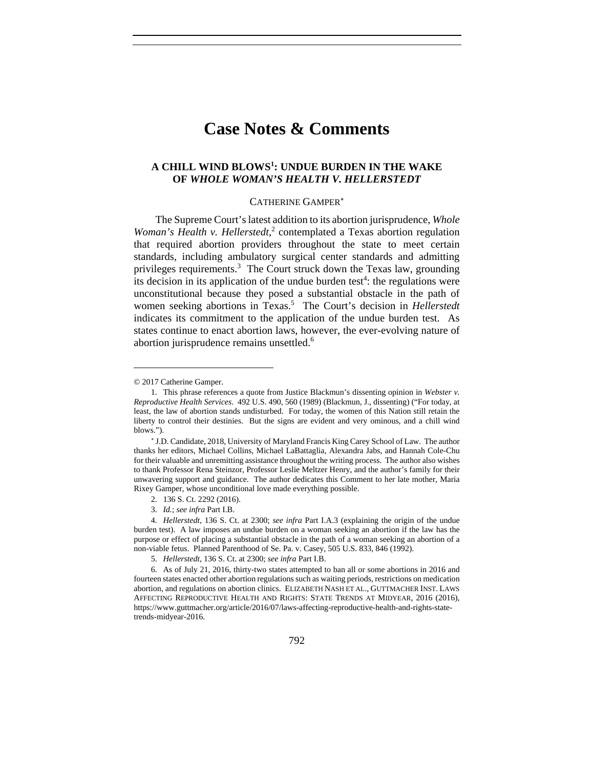# Case Notes & Comments

## A CHILL WIND BLOWS[1]: UNDUE BURDEN IN THE WAKE OF *WHOLE WOMAN'S HEALTH V. HELLERSTEDT*

CATHERINE GAMPER[*]

The Supreme Court's latest addition to its abortion jurisprudence, *Whole Woman's Health v. Hellerstedt*,[2] contemplated a Texas abortion regulation that required abortion providers throughout the state to meet certain standards, including ambulatory surgical center standards and admitting privileges requirements.[3] The Court struck down the Texas law, grounding its decision in its application of the undue burden test[4]: the regulations were unconstitutional because they posed a substantial obstacle in the path of women seeking abortions in Texas.[5] The Court's decision in *Hellerstedt* indicates its commitment to the application of the undue burden test. As states continue to enact abortion laws, however, the ever-evolving nature of abortion jurisprudence remains unsettled.[6]

---

© 2017 Catherine Gamper.

1. This phrase references a quote from Justice Blackmun's dissenting opinion in *Webster v. Reproductive Health Services*. 492 U.S. 490, 560 (1989) (Blackmun, J., dissenting) ("For today, at least, the law of abortion stands undisturbed. For today, the women of this Nation still retain the liberty to control their destinies. But the signs are evident and very ominous, and a chill wind blows.").

[*] J.D. Candidate, 2018, University of Maryland Francis King Carey School of Law. The author thanks her editors, Michael Collins, Michael LaBattaglia, Alexandra Jabs, and Hannah Cole-Chu for their valuable and unremitting assistance throughout the writing process. The author also wishes to thank Professor Rena Steinzor, Professor Leslie Meltzer Henry, and the author's family for their unwavering support and guidance. The author dedicates this Comment to her late mother, Maria Rixey Gamper, whose unconditional love made everything possible.

2. 136 S. Ct. 2292 (2016).

3. *Id.*; *see infra* Part I.B.

4. *Hellerstedt*, 136 S. Ct. at 2300; *see infra* Part I.A.3 (explaining the origin of the undue burden test). A law imposes an undue burden on a woman seeking an abortion if the law has the purpose or effect of placing a substantial obstacle in the path of a woman seeking an abortion of a non-viable fetus. Planned Parenthood of Se. Pa. v. Casey, 505 U.S. 833, 846 (1992).

5. *Hellerstedt*, 136 S. Ct. at 2300; *see infra* Part I.B.

6. As of July 21, 2016, thirty-two states attempted to ban all or some abortions in 2016 and fourteen states enacted other abortion regulations such as waiting periods, restrictions on medication abortion, and regulations on abortion clinics. ELIZABETH NASH ET AL., GUTTMACHER INST. LAWS AFFECTING REPRODUCTIVE HEALTH AND RIGHTS: STATE TRENDS AT MIDYEAR, 2016 (2016), https://www.guttmacher.org/article/2016/07/laws-affecting-reproductive-health-and-rights-state-trends-midyear-2016.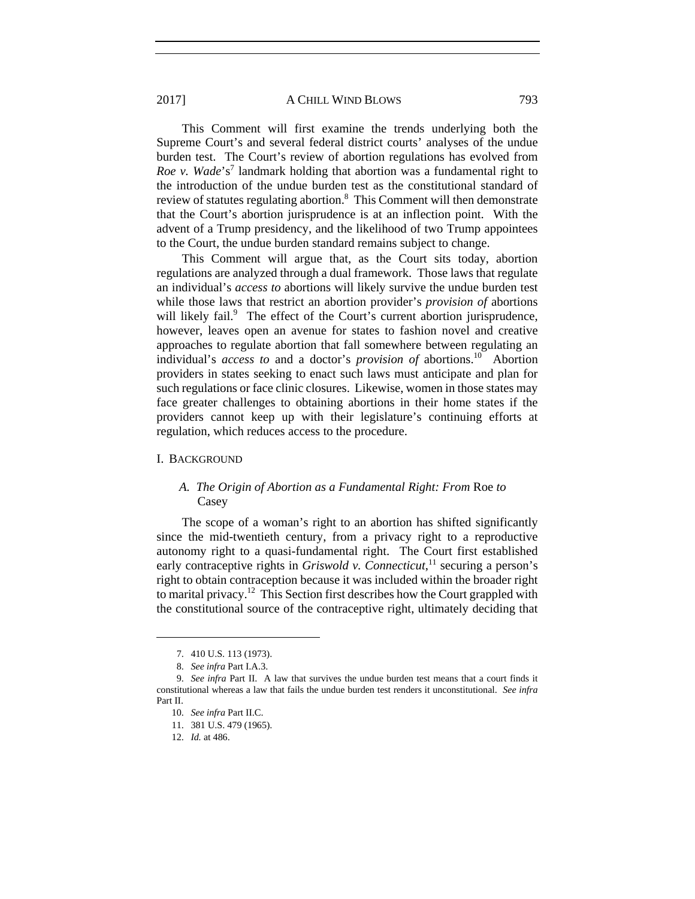This Comment will first examine the trends underlying both the Supreme Court's and several federal district courts' analyses of the undue burden test. The Court's review of abortion regulations has evolved from *Roe v. Wade*'s[7] landmark holding that abortion was a fundamental right to the introduction of the undue burden test as the constitutional standard of review of statutes regulating abortion.[8] This Comment will then demonstrate that the Court's abortion jurisprudence is at an inflection point. With the advent of a Trump presidency, and the likelihood of two Trump appointees to the Court, the undue burden standard remains subject to change.

This Comment will argue that, as the Court sits today, abortion regulations are analyzed through a dual framework. Those laws that regulate an individual's *access to* abortions will likely survive the undue burden test while those laws that restrict an abortion provider's *provision of* abortions will likely fail.[9] The effect of the Court's current abortion jurisprudence, however, leaves open an avenue for states to fashion novel and creative approaches to regulate abortion that fall somewhere between regulating an individual's *access to* and a doctor's *provision of* abortions.[10] Abortion providers in states seeking to enact such laws must anticipate and plan for such regulations or face clinic closures. Likewise, women in those states may face greater challenges to obtaining abortions in their home states if the providers cannot keep up with their legislature's continuing efforts at regulation, which reduces access to the procedure.

# I. BACKGROUND

## *A. The Origin of Abortion as a Fundamental Right: From* Roe *to* Casey

The scope of a woman's right to an abortion has shifted significantly since the mid-twentieth century, from a privacy right to a reproductive autonomy right to a quasi-fundamental right. The Court first established early contraceptive rights in *Griswold v. Connecticut*,[11] securing a person's right to obtain contraception because it was included within the broader right to marital privacy.[12] This Section first describes how the Court grappled with the constitutional source of the contraceptive right, ultimately deciding that

---

7. 410 U.S. 113 (1973).

8. *See infra* Part I.A.3.

9. *See infra* Part II. A law that survives the undue burden test means that a court finds it constitutional whereas a law that fails the undue burden test renders it unconstitutional. *See infra* Part II.

10. *See infra* Part II.C.

11. 381 U.S. 479 (1965).

12. *Id.* at 486.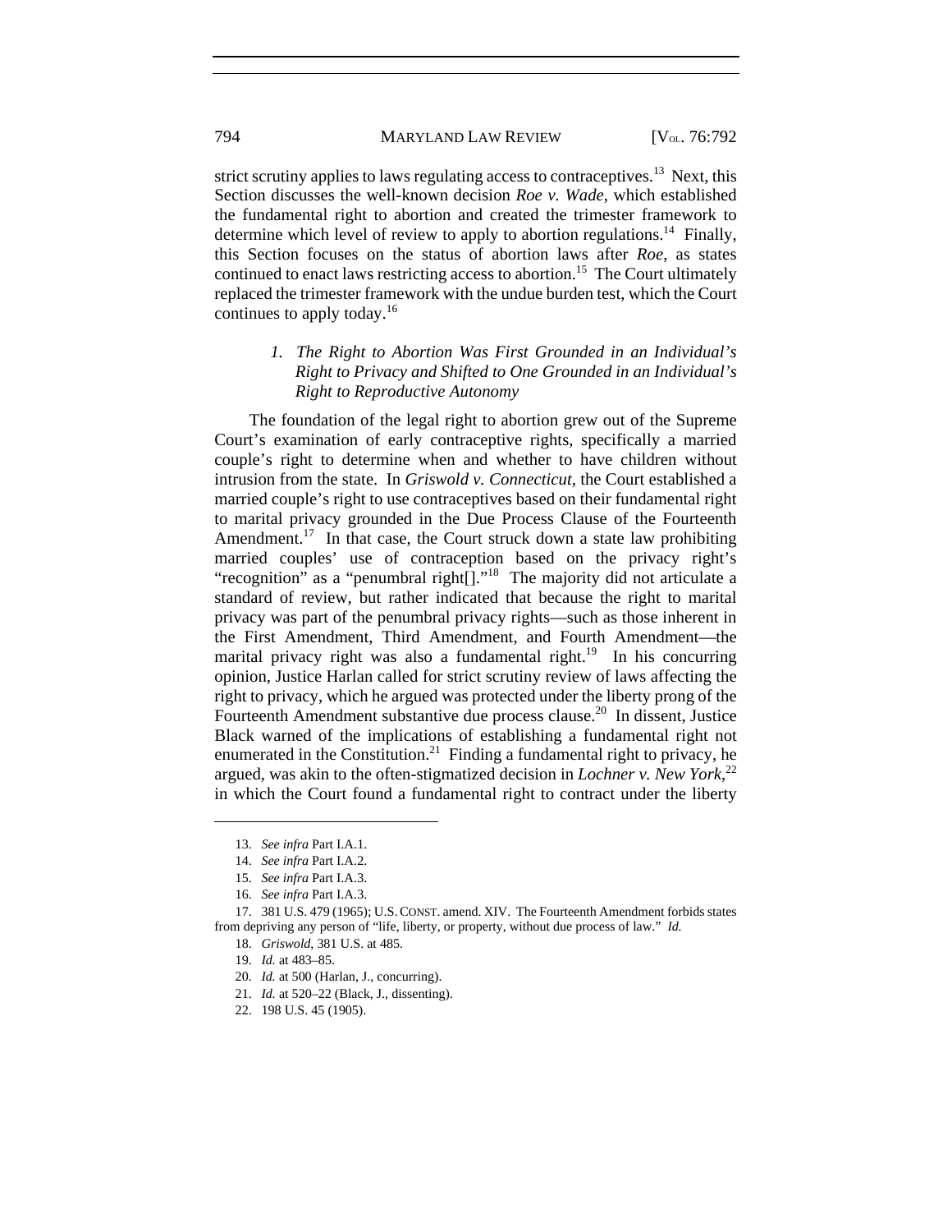strict scrutiny applies to laws regulating access to contraceptives.[13] Next, this Section discusses the well-known decision *Roe v. Wade*, which established the fundamental right to abortion and created the trimester framework to determine which level of review to apply to abortion regulations.[14] Finally, this Section focuses on the status of abortion laws after *Roe*, as states continued to enact laws restricting access to abortion.[15] The Court ultimately replaced the trimester framework with the undue burden test, which the Court continues to apply today.[16]

### *1. The Right to Abortion Was First Grounded in an Individual's Right to Privacy and Shifted to One Grounded in an Individual's Right to Reproductive Autonomy*

The foundation of the legal right to abortion grew out of the Supreme Court's examination of early contraceptive rights, specifically a married couple's right to determine when and whether to have children without intrusion from the state. In *Griswold v. Connecticut*, the Court established a married couple's right to use contraceptives based on their fundamental right to marital privacy grounded in the Due Process Clause of the Fourteenth Amendment.[17] In that case, the Court struck down a state law prohibiting married couples' use of contraception based on the privacy right's "recognition" as a "penumbral right[]."[18] The majority did not articulate a standard of review, but rather indicated that because the right to marital privacy was part of the penumbral privacy rights—such as those inherent in the First Amendment, Third Amendment, and Fourth Amendment—the marital privacy right was also a fundamental right.[19] In his concurring opinion, Justice Harlan called for strict scrutiny review of laws affecting the right to privacy, which he argued was protected under the liberty prong of the Fourteenth Amendment substantive due process clause.[20] In dissent, Justice Black warned of the implications of establishing a fundamental right not enumerated in the Constitution.[21] Finding a fundamental right to privacy, he argued, was akin to the often-stigmatized decision in *Lochner v. New York*,[22] in which the Court found a fundamental right to contract under the liberty

---

13. *See infra* Part I.A.1.
14. *See infra* Part I.A.2.
15. *See infra* Part I.A.3.
16. *See infra* Part I.A.3.
17. 381 U.S. 479 (1965); U.S. CONST. amend. XIV. The Fourteenth Amendment forbids states from depriving any person of "life, liberty, or property, without due process of law." *Id.*
18. *Griswold*, 381 U.S. at 485.
19. *Id.* at 483–85.
20. *Id.* at 500 (Harlan, J., concurring).
21. *Id.* at 520–22 (Black, J., dissenting).
22. 198 U.S. 45 (1905).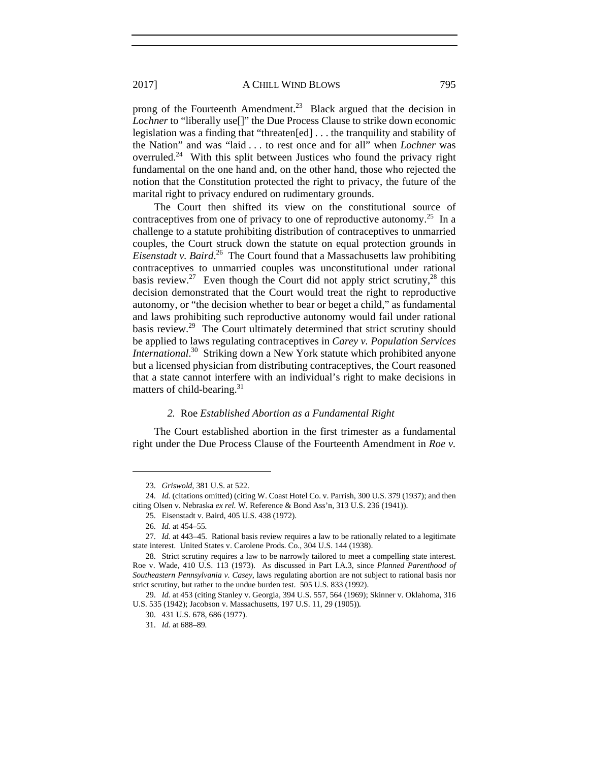prong of the Fourteenth Amendment.[23] Black argued that the decision in *Lochner* to "liberally use[]" the Due Process Clause to strike down economic legislation was a finding that "threaten[ed] . . . the tranquility and stability of the Nation" and was "laid . . . to rest once and for all" when *Lochner* was overruled.[24] With this split between Justices who found the privacy right fundamental on the one hand and, on the other hand, those who rejected the notion that the Constitution protected the right to privacy, the future of the marital right to privacy endured on rudimentary grounds.

The Court then shifted its view on the constitutional source of contraceptives from one of privacy to one of reproductive autonomy.[25] In a challenge to a statute prohibiting distribution of contraceptives to unmarried couples, the Court struck down the statute on equal protection grounds in *Eisenstadt v. Baird*.[26] The Court found that a Massachusetts law prohibiting contraceptives to unmarried couples was unconstitutional under rational basis review.[27] Even though the Court did not apply strict scrutiny,[28] this decision demonstrated that the Court would treat the right to reproductive autonomy, or "the decision whether to bear or beget a child," as fundamental and laws prohibiting such reproductive autonomy would fail under rational basis review.[29] The Court ultimately determined that strict scrutiny should be applied to laws regulating contraceptives in *Carey v. Population Services International*.[30] Striking down a New York statute which prohibited anyone but a licensed physician from distributing contraceptives, the Court reasoned that a state cannot interfere with an individual's right to make decisions in matters of child-bearing.[31]

#### *2.* Roe *Established Abortion as a Fundamental Right*

The Court established abortion in the first trimester as a fundamental right under the Due Process Clause of the Fourteenth Amendment in *Roe v.*

---

23. *Griswold*, 381 U.S. at 522.

24. *Id.* (citations omitted) (citing W. Coast Hotel Co. v. Parrish, 300 U.S. 379 (1937); and then citing Olsen v. Nebraska *ex rel.* W. Reference & Bond Ass'n, 313 U.S. 236 (1941)).

25. Eisenstadt v. Baird, 405 U.S. 438 (1972).

26. *Id.* at 454–55.

27. *Id.* at 443–45. Rational basis review requires a law to be rationally related to a legitimate state interest. United States v. Carolene Prods. Co., 304 U.S. 144 (1938).

28. Strict scrutiny requires a law to be narrowly tailored to meet a compelling state interest. Roe v. Wade, 410 U.S. 113 (1973). As discussed in Part I.A.3, since *Planned Parenthood of Southeastern Pennsylvania v. Casey*, laws regulating abortion are not subject to rational basis nor strict scrutiny, but rather to the undue burden test. 505 U.S. 833 (1992).

29. *Id.* at 453 (citing Stanley v. Georgia, 394 U.S. 557, 564 (1969); Skinner v. Oklahoma, 316 U.S. 535 (1942); Jacobson v. Massachusetts, 197 U.S. 11, 29 (1905)).

30. 431 U.S. 678, 686 (1977).

31. *Id.* at 688–89.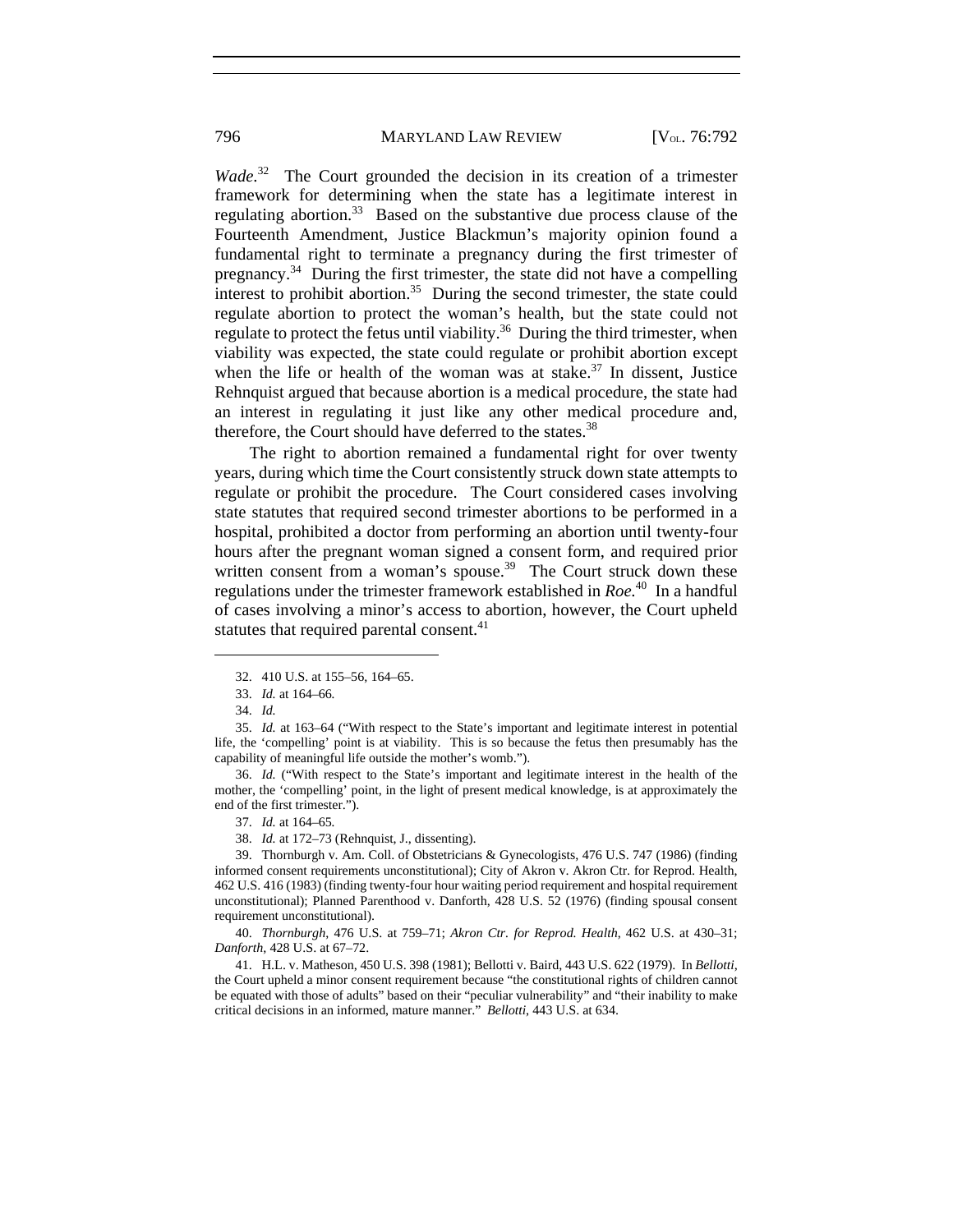*Wade*.[32] The Court grounded the decision in its creation of a trimester framework for determining when the state has a legitimate interest in regulating abortion.[33] Based on the substantive due process clause of the Fourteenth Amendment, Justice Blackmun's majority opinion found a fundamental right to terminate a pregnancy during the first trimester of pregnancy.[34] During the first trimester, the state did not have a compelling interest to prohibit abortion.[35] During the second trimester, the state could regulate abortion to protect the woman's health, but the state could not regulate to protect the fetus until viability.[36] During the third trimester, when viability was expected, the state could regulate or prohibit abortion except when the life or health of the woman was at stake.[37] In dissent, Justice Rehnquist argued that because abortion is a medical procedure, the state had an interest in regulating it just like any other medical procedure and, therefore, the Court should have deferred to the states.[38]

The right to abortion remained a fundamental right for over twenty years, during which time the Court consistently struck down state attempts to regulate or prohibit the procedure. The Court considered cases involving state statutes that required second trimester abortions to be performed in a hospital, prohibited a doctor from performing an abortion until twenty-four hours after the pregnant woman signed a consent form, and required prior written consent from a woman's spouse.[39] The Court struck down these regulations under the trimester framework established in *Roe*.[40] In a handful of cases involving a minor's access to abortion, however, the Court upheld statutes that required parental consent.[41]

---

32. 410 U.S. at 155–56, 164–65.

33. *Id.* at 164–66.

34. *Id.*

35. *Id.* at 163–64 ("With respect to the State's important and legitimate interest in potential life, the 'compelling' point is at viability. This is so because the fetus then presumably has the capability of meaningful life outside the mother's womb.").

36. *Id.* ("With respect to the State's important and legitimate interest in the health of the mother, the 'compelling' point, in the light of present medical knowledge, is at approximately the end of the first trimester.").

37. *Id.* at 164–65.

38. *Id.* at 172–73 (Rehnquist, J., dissenting).

39. Thornburgh v. Am. Coll. of Obstetricians & Gynecologists, 476 U.S. 747 (1986) (finding informed consent requirements unconstitutional); City of Akron v. Akron Ctr. for Reprod. Health, 462 U.S. 416 (1983) (finding twenty-four hour waiting period requirement and hospital requirement unconstitutional); Planned Parenthood v. Danforth, 428 U.S. 52 (1976) (finding spousal consent requirement unconstitutional).

40. *Thornburgh*, 476 U.S. at 759–71; *Akron Ctr. for Reprod. Health*, 462 U.S. at 430–31; *Danforth*, 428 U.S. at 67–72.

41. H.L. v. Matheson, 450 U.S. 398 (1981); Bellotti v. Baird, 443 U.S. 622 (1979). In *Bellotti*, the Court upheld a minor consent requirement because "the constitutional rights of children cannot be equated with those of adults" based on their "peculiar vulnerability" and "their inability to make critical decisions in an informed, mature manner." *Bellotti*, 443 U.S. at 634.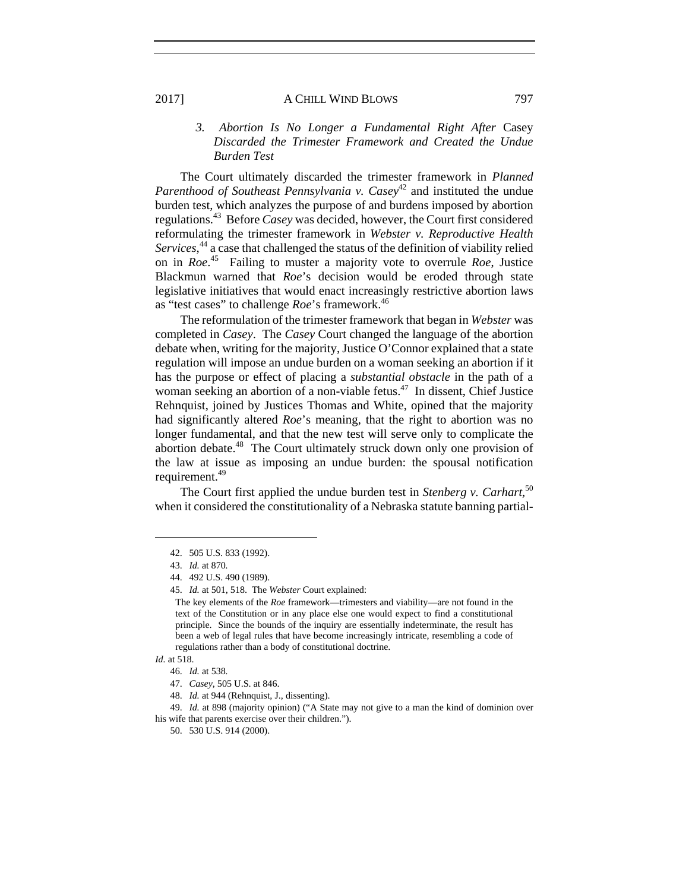### 3. *Abortion Is No Longer a Fundamental Right After* Casey *Discarded the Trimester Framework and Created the Undue Burden Test*

The Court ultimately discarded the trimester framework in *Planned Parenthood of Southeast Pennsylvania v. Casey*[42] and instituted the undue burden test, which analyzes the purpose of and burdens imposed by abortion regulations.[43] Before *Casey* was decided, however, the Court first considered reformulating the trimester framework in *Webster v. Reproductive Health Services*,[44] a case that challenged the status of the definition of viability relied on in *Roe*.[45] Failing to muster a majority vote to overrule *Roe*, Justice Blackmun warned that *Roe*'s decision would be eroded through state legislative initiatives that would enact increasingly restrictive abortion laws as "test cases" to challenge *Roe*'s framework.[46]

The reformulation of the trimester framework that began in *Webster* was completed in *Casey*. The *Casey* Court changed the language of the abortion debate when, writing for the majority, Justice O'Connor explained that a state regulation will impose an undue burden on a woman seeking an abortion if it has the purpose or effect of placing a *substantial obstacle* in the path of a woman seeking an abortion of a non-viable fetus.[47] In dissent, Chief Justice Rehnquist, joined by Justices Thomas and White, opined that the majority had significantly altered *Roe*'s meaning, that the right to abortion was no longer fundamental, and that the new test will serve only to complicate the abortion debate.[48] The Court ultimately struck down only one provision of the law at issue as imposing an undue burden: the spousal notification requirement.[49]

The Court first applied the undue burden test in *Stenberg v. Carhart*,[50] when it considered the constitutionality of a Nebraska statute banning partial-

---

42. 505 U.S. 833 (1992).

43. *Id.* at 870.

44. 492 U.S. 490 (1989).

45. *Id.* at 501, 518. The *Webster* Court explained:

> The key elements of the *Roe* framework—trimesters and viability—are not found in the text of the Constitution or in any place else one would expect to find a constitutional principle. Since the bounds of the inquiry are essentially indeterminate, the result has been a web of legal rules that have become increasingly intricate, resembling a code of regulations rather than a body of constitutional doctrine.

*Id*. at 518.

46. *Id.* at 538.

47. *Casey*, 505 U.S. at 846.

48. *Id.* at 944 (Rehnquist, J., dissenting).

49. *Id.* at 898 (majority opinion) ("A State may not give to a man the kind of dominion over his wife that parents exercise over their children.").

50. 530 U.S. 914 (2000).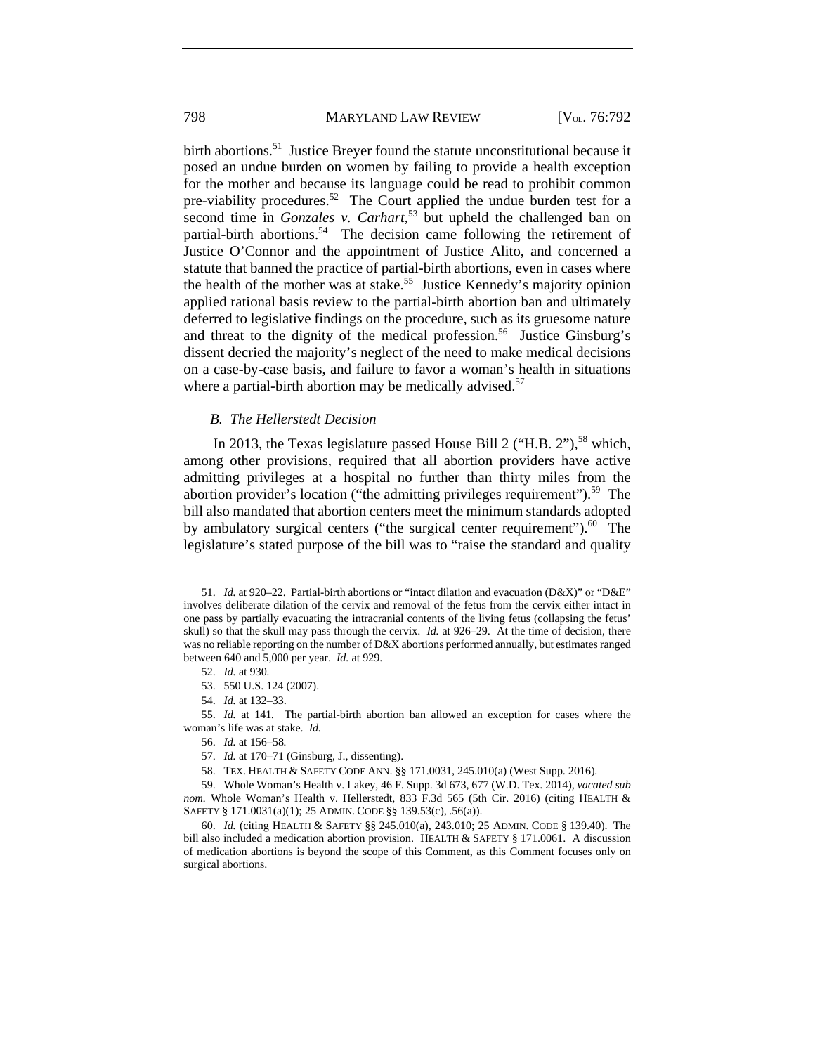birth abortions.[51] Justice Breyer found the statute unconstitutional because it posed an undue burden on women by failing to provide a health exception for the mother and because its language could be read to prohibit common pre-viability procedures.[52] The Court applied the undue burden test for a second time in *Gonzales v. Carhart*,[53] but upheld the challenged ban on partial-birth abortions.[54] The decision came following the retirement of Justice O'Connor and the appointment of Justice Alito, and concerned a statute that banned the practice of partial-birth abortions, even in cases where the health of the mother was at stake.[55] Justice Kennedy's majority opinion applied rational basis review to the partial-birth abortion ban and ultimately deferred to legislative findings on the procedure, such as its gruesome nature and threat to the dignity of the medical profession.[56] Justice Ginsburg's dissent decried the majority's neglect of the need to make medical decisions on a case-by-case basis, and failure to favor a woman's health in situations where a partial-birth abortion may be medically advised.[57]

### *B. The Hellerstedt Decision*

In 2013, the Texas legislature passed House Bill 2 ("H.B. 2"),[58] which, among other provisions, required that all abortion providers have active admitting privileges at a hospital no further than thirty miles from the abortion provider's location ("the admitting privileges requirement").[59] The bill also mandated that abortion centers meet the minimum standards adopted by ambulatory surgical centers ("the surgical center requirement").[60] The legislature's stated purpose of the bill was to "raise the standard and quality

---

51. *Id.* at 920–22. Partial-birth abortions or "intact dilation and evacuation (D&X)" or "D&E" involves deliberate dilation of the cervix and removal of the fetus from the cervix either intact in one pass by partially evacuating the intracranial contents of the living fetus (collapsing the fetus' skull) so that the skull may pass through the cervix. *Id.* at 926–29. At the time of decision, there was no reliable reporting on the number of D&X abortions performed annually, but estimates ranged between 640 and 5,000 per year. *Id.* at 929.

52. *Id.* at 930.

53. 550 U.S. 124 (2007).

54. *Id.* at 132–33.

55. *Id.* at 141. The partial-birth abortion ban allowed an exception for cases where the woman's life was at stake. *Id.*

56. *Id.* at 156–58.

57. *Id.* at 170–71 (Ginsburg, J., dissenting).

58. TEX. HEALTH & SAFETY CODE ANN. §§ 171.0031, 245.010(a) (West Supp. 2016).

59. Whole Woman's Health v. Lakey, 46 F. Supp. 3d 673, 677 (W.D. Tex. 2014), *vacated sub nom.* Whole Woman's Health v. Hellerstedt, 833 F.3d 565 (5th Cir. 2016) (citing HEALTH & SAFETY § 171.0031(a)(1); 25 ADMIN. CODE §§ 139.53(c), .56(a)).

60. *Id.* (citing HEALTH & SAFETY §§ 245.010(a), 243.010; 25 ADMIN. CODE § 139.40). The bill also included a medication abortion provision. HEALTH & SAFETY § 171.0061. A discussion of medication abortions is beyond the scope of this Comment, as this Comment focuses only on surgical abortions.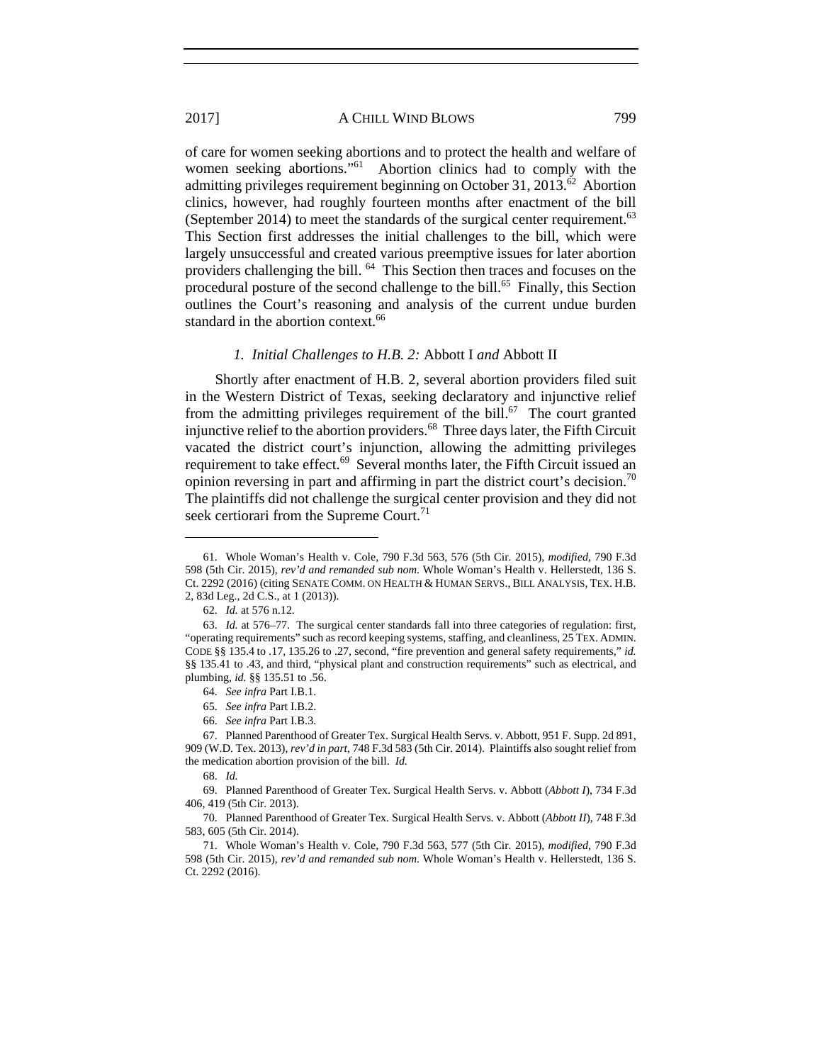of care for women seeking abortions and to protect the health and welfare of women seeking abortions."[61] Abortion clinics had to comply with the admitting privileges requirement beginning on October 31, 2013.[62] Abortion clinics, however, had roughly fourteen months after enactment of the bill (September 2014) to meet the standards of the surgical center requirement.[63] This Section first addresses the initial challenges to the bill, which were largely unsuccessful and created various preemptive issues for later abortion providers challenging the bill.[64] This Section then traces and focuses on the procedural posture of the second challenge to the bill.[65] Finally, this Section outlines the Court's reasoning and analysis of the current undue burden standard in the abortion context.[66]

### *1. Initial Challenges to H.B. 2:* Abbott I *and* Abbott II

Shortly after enactment of H.B. 2, several abortion providers filed suit in the Western District of Texas, seeking declaratory and injunctive relief from the admitting privileges requirement of the bill.[67] The court granted injunctive relief to the abortion providers.[68] Three days later, the Fifth Circuit vacated the district court's injunction, allowing the admitting privileges requirement to take effect.[69] Several months later, the Fifth Circuit issued an opinion reversing in part and affirming in part the district court's decision.[70] The plaintiffs did not challenge the surgical center provision and they did not seek certiorari from the Supreme Court.[71]

---

61. Whole Woman's Health v. Cole, 790 F.3d 563, 576 (5th Cir. 2015), *modified*, 790 F.3d 598 (5th Cir. 2015), *rev'd and remanded sub nom.* Whole Woman's Health v. Hellerstedt, 136 S. Ct. 2292 (2016) (citing SENATE COMM. ON HEALTH & HUMAN SERVS., BILL ANALYSIS, TEX. H.B. 2, 83d Leg., 2d C.S., at 1 (2013)).

62. *Id.* at 576 n.12.

63. *Id.* at 576–77. The surgical center standards fall into three categories of regulation: first, "operating requirements" such as record keeping systems, staffing, and cleanliness, 25 TEX. ADMIN. CODE §§ 135.4 to .17, 135.26 to .27, second, "fire prevention and general safety requirements," *id.* §§ 135.41 to .43, and third, "physical plant and construction requirements" such as electrical, and plumbing, *id.* §§ 135.51 to .56.

64. *See infra* Part I.B.1.

65. *See infra* Part I.B.2.

66. *See infra* Part I.B.3.

67. Planned Parenthood of Greater Tex. Surgical Health Servs. v. Abbott, 951 F. Supp. 2d 891, 909 (W.D. Tex. 2013), *rev'd in part*, 748 F.3d 583 (5th Cir. 2014). Plaintiffs also sought relief from the medication abortion provision of the bill. *Id.*

68. *Id.*

69. Planned Parenthood of Greater Tex. Surgical Health Servs. v. Abbott (*Abbott I*), 734 F.3d 406, 419 (5th Cir. 2013).

70. Planned Parenthood of Greater Tex. Surgical Health Servs. v. Abbott (*Abbott II*), 748 F.3d 583, 605 (5th Cir. 2014).

71. Whole Woman's Health v. Cole, 790 F.3d 563, 577 (5th Cir. 2015), *modified*, 790 F.3d 598 (5th Cir. 2015), *rev'd and remanded sub nom.* Whole Woman's Health v. Hellerstedt, 136 S. Ct. 2292 (2016).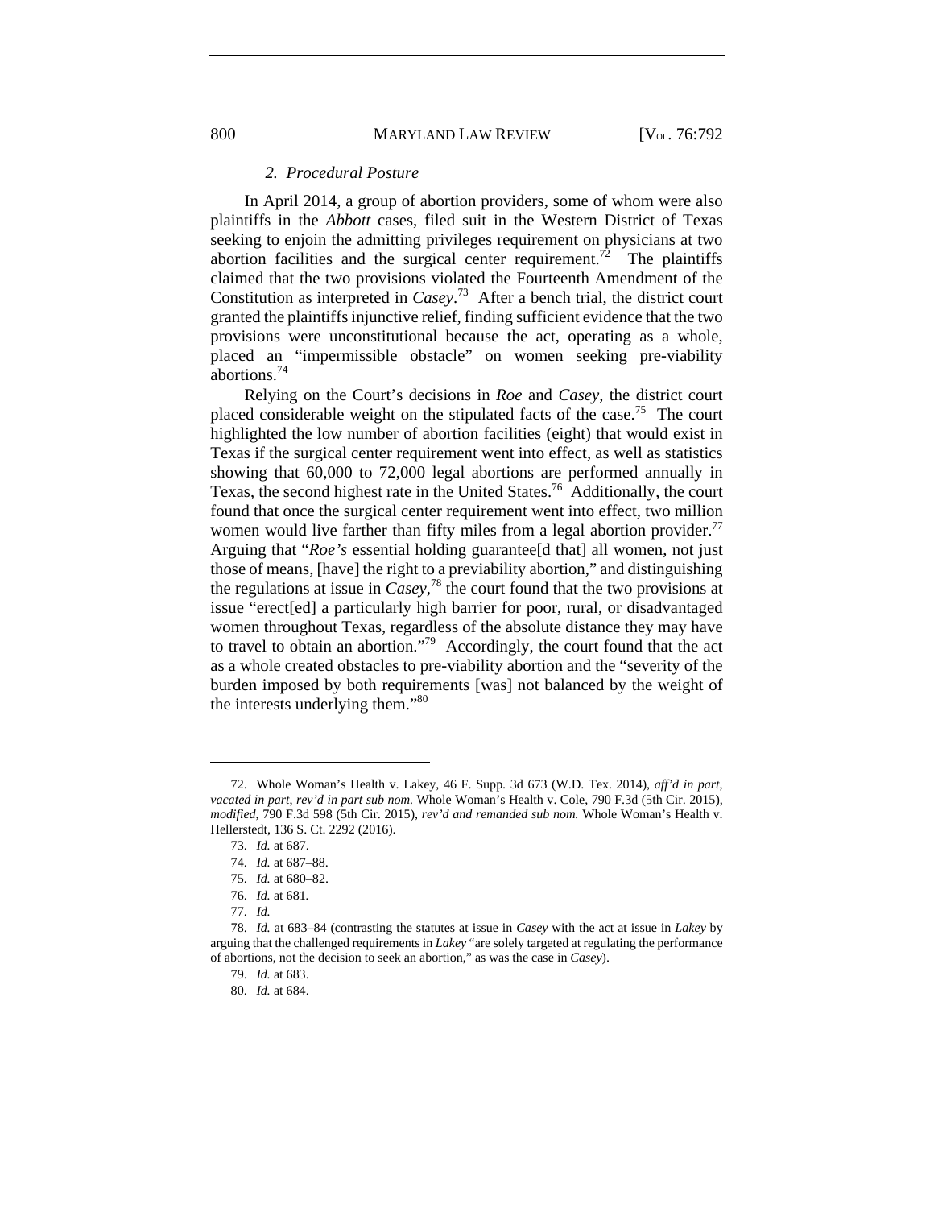### 2. *Procedural Posture*

In April 2014, a group of abortion providers, some of whom were also plaintiffs in the *Abbott* cases, filed suit in the Western District of Texas seeking to enjoin the admitting privileges requirement on physicians at two abortion facilities and the surgical center requirement.[72] The plaintiffs claimed that the two provisions violated the Fourteenth Amendment of the Constitution as interpreted in *Casey*.[73] After a bench trial, the district court granted the plaintiffs injunctive relief, finding sufficient evidence that the two provisions were unconstitutional because the act, operating as a whole, placed an "impermissible obstacle" on women seeking pre-viability abortions.[74]

Relying on the Court's decisions in *Roe* and *Casey*, the district court placed considerable weight on the stipulated facts of the case.[75] The court highlighted the low number of abortion facilities (eight) that would exist in Texas if the surgical center requirement went into effect, as well as statistics showing that 60,000 to 72,000 legal abortions are performed annually in Texas, the second highest rate in the United States.[76] Additionally, the court found that once the surgical center requirement went into effect, two million women would live farther than fifty miles from a legal abortion provider.[77] Arguing that "*Roe's* essential holding guarantee[d that] all women, not just those of means, [have] the right to a previability abortion," and distinguishing the regulations at issue in *Casey*,[78] the court found that the two provisions at issue "erect[ed] a particularly high barrier for poor, rural, or disadvantaged women throughout Texas, regardless of the absolute distance they may have to travel to obtain an abortion."[79] Accordingly, the court found that the act as a whole created obstacles to pre-viability abortion and the "severity of the burden imposed by both requirements [was] not balanced by the weight of the interests underlying them."[80]

---

72. Whole Woman's Health v. Lakey, 46 F. Supp. 3d 673 (W.D. Tex. 2014), *aff'd in part, vacated in part, rev'd in part sub nom.* Whole Woman's Health v. Cole, 790 F.3d (5th Cir. 2015), *modified*, 790 F.3d 598 (5th Cir. 2015), *rev'd and remanded sub nom.* Whole Woman's Health v. Hellerstedt, 136 S. Ct. 2292 (2016).

73. *Id.* at 687.

74. *Id.* at 687–88.

75. *Id.* at 680–82.

76. *Id.* at 681.

77. *Id.*

78. *Id.* at 683–84 (contrasting the statutes at issue in *Casey* with the act at issue in *Lakey* by arguing that the challenged requirements in *Lakey* "are solely targeted at regulating the performance of abortions, not the decision to seek an abortion," as was the case in *Casey*).

79. *Id.* at 683.

80. *Id.* at 684.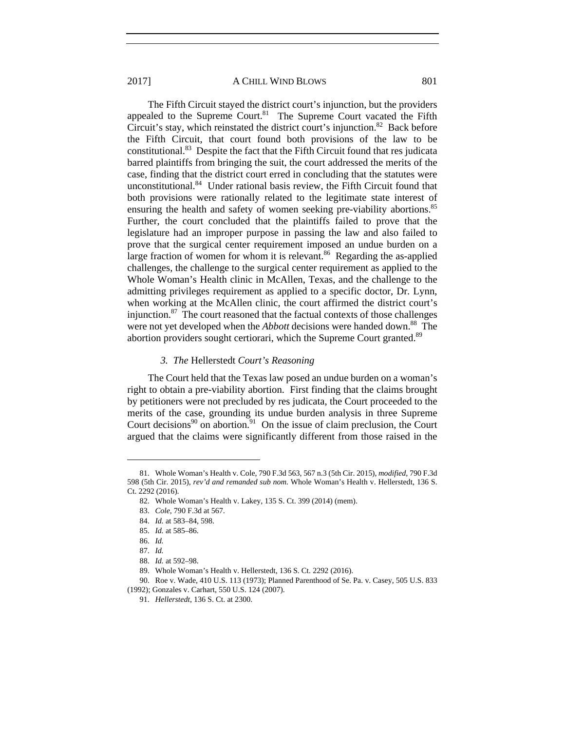The Fifth Circuit stayed the district court's injunction, but the providers appealed to the Supreme Court.[81] The Supreme Court vacated the Fifth Circuit's stay, which reinstated the district court's injunction.[82] Back before the Fifth Circuit, that court found both provisions of the law to be constitutional.[83] Despite the fact that the Fifth Circuit found that res judicata barred plaintiffs from bringing the suit, the court addressed the merits of the case, finding that the district court erred in concluding that the statutes were unconstitutional.[84] Under rational basis review, the Fifth Circuit found that both provisions were rationally related to the legitimate state interest of ensuring the health and safety of women seeking pre-viability abortions.[85] Further, the court concluded that the plaintiffs failed to prove that the legislature had an improper purpose in passing the law and also failed to prove that the surgical center requirement imposed an undue burden on a large fraction of women for whom it is relevant.[86] Regarding the as-applied challenges, the challenge to the surgical center requirement as applied to the Whole Woman's Health clinic in McAllen, Texas, and the challenge to the admitting privileges requirement as applied to a specific doctor, Dr. Lynn, when working at the McAllen clinic, the court affirmed the district court's injunction.[87] The court reasoned that the factual contexts of those challenges were not yet developed when the *Abbott* decisions were handed down.[88] The abortion providers sought certiorari, which the Supreme Court granted.[89]

### *3. The* Hellerstedt *Court's Reasoning*

The Court held that the Texas law posed an undue burden on a woman's right to obtain a pre-viability abortion. First finding that the claims brought by petitioners were not precluded by res judicata, the Court proceeded to the merits of the case, grounding its undue burden analysis in three Supreme Court decisions[90] on abortion.[91] On the issue of claim preclusion, the Court argued that the claims were significantly different from those raised in the

---

81. Whole Woman's Health v. Cole, 790 F.3d 563, 567 n.3 (5th Cir. 2015), *modified*, 790 F.3d 598 (5th Cir. 2015), *rev'd and remanded sub nom.* Whole Woman's Health v. Hellerstedt, 136 S. Ct. 2292 (2016).

82. Whole Woman's Health v. Lakey, 135 S. Ct. 399 (2014) (mem).

83. *Cole*, 790 F.3d at 567.

84. *Id.* at 583–84, 598.

85. *Id.* at 585–86.

86. *Id.*

87. *Id.*

88. *Id.* at 592–98.

89. Whole Woman's Health v. Hellerstedt, 136 S. Ct. 2292 (2016).

90. Roe v. Wade, 410 U.S. 113 (1973); Planned Parenthood of Se. Pa. v. Casey, 505 U.S. 833 (1992); Gonzales v. Carhart, 550 U.S. 124 (2007).

91. *Hellerstedt*, 136 S. Ct. at 2300.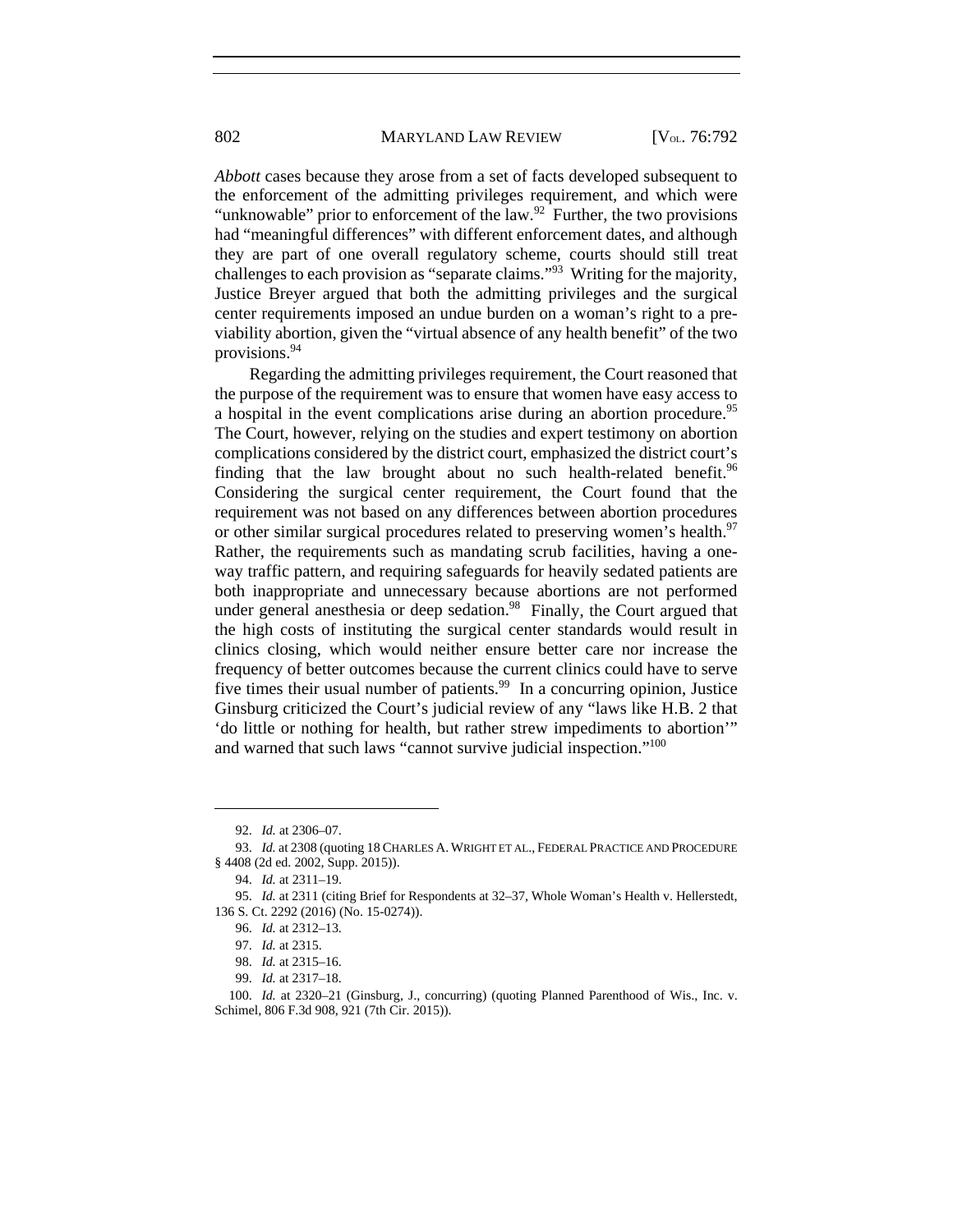*Abbott* cases because they arose from a set of facts developed subsequent to the enforcement of the admitting privileges requirement, and which were "unknowable" prior to enforcement of the law.[92] Further, the two provisions had "meaningful differences" with different enforcement dates, and although they are part of one overall regulatory scheme, courts should still treat challenges to each provision as "separate claims."[93] Writing for the majority, Justice Breyer argued that both the admitting privileges and the surgical center requirements imposed an undue burden on a woman's right to a pre-viability abortion, given the "virtual absence of any health benefit" of the two provisions.[94]

Regarding the admitting privileges requirement, the Court reasoned that the purpose of the requirement was to ensure that women have easy access to a hospital in the event complications arise during an abortion procedure.[95] The Court, however, relying on the studies and expert testimony on abortion complications considered by the district court, emphasized the district court's finding that the law brought about no such health-related benefit.[96] Considering the surgical center requirement, the Court found that the requirement was not based on any differences between abortion procedures or other similar surgical procedures related to preserving women's health.[97] Rather, the requirements such as mandating scrub facilities, having a one-way traffic pattern, and requiring safeguards for heavily sedated patients are both inappropriate and unnecessary because abortions are not performed under general anesthesia or deep sedation.[98] Finally, the Court argued that the high costs of instituting the surgical center standards would result in clinics closing, which would neither ensure better care nor increase the frequency of better outcomes because the current clinics could have to serve five times their usual number of patients.[99] In a concurring opinion, Justice Ginsburg criticized the Court's judicial review of any "laws like H.B. 2 that 'do little or nothing for health, but rather strew impediments to abortion'" and warned that such laws "cannot survive judicial inspection."[100]

---

92. *Id.* at 2306–07.

93. *Id.* at 2308 (quoting 18 CHARLES A. WRIGHT ET AL., FEDERAL PRACTICE AND PROCEDURE § 4408 (2d ed. 2002, Supp. 2015)).

94. *Id.* at 2311–19.

95. *Id.* at 2311 (citing Brief for Respondents at 32–37, Whole Woman's Health v. Hellerstedt, 136 S. Ct. 2292 (2016) (No. 15-0274)).

96. *Id.* at 2312–13.

97. *Id.* at 2315.

98. *Id.* at 2315–16.

99. *Id.* at 2317–18.

100. *Id.* at 2320–21 (Ginsburg, J., concurring) (quoting Planned Parenthood of Wis., Inc. v. Schimel, 806 F.3d 908, 921 (7th Cir. 2015)).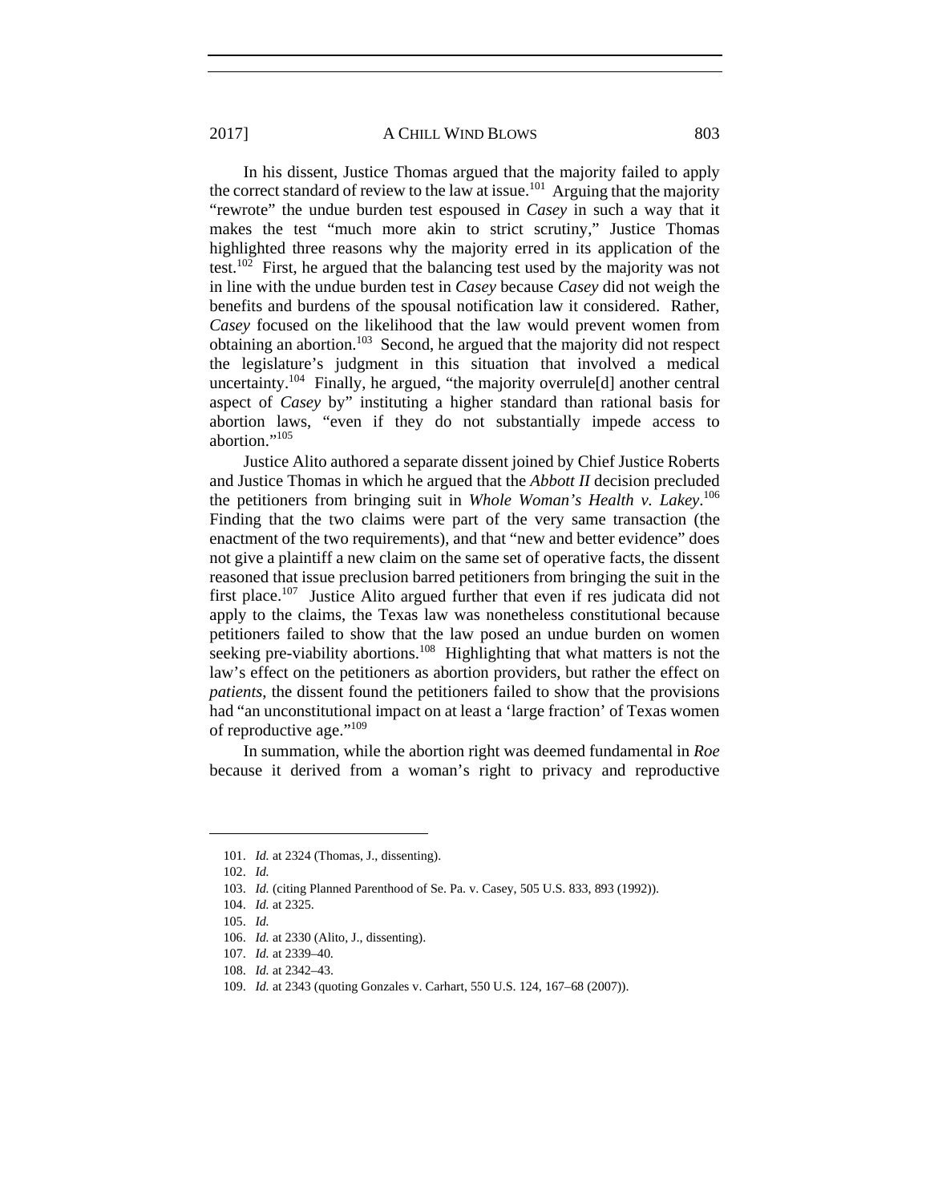In his dissent, Justice Thomas argued that the majority failed to apply the correct standard of review to the law at issue.[101] Arguing that the majority "rewrote" the undue burden test espoused in *Casey* in such a way that it makes the test "much more akin to strict scrutiny," Justice Thomas highlighted three reasons why the majority erred in its application of the test.[102] First, he argued that the balancing test used by the majority was not in line with the undue burden test in *Casey* because *Casey* did not weigh the benefits and burdens of the spousal notification law it considered. Rather, *Casey* focused on the likelihood that the law would prevent women from obtaining an abortion.[103] Second, he argued that the majority did not respect the legislature's judgment in this situation that involved a medical uncertainty.[104] Finally, he argued, "the majority overrule[d] another central aspect of *Casey* by" instituting a higher standard than rational basis for abortion laws, "even if they do not substantially impede access to abortion."[105]

Justice Alito authored a separate dissent joined by Chief Justice Roberts and Justice Thomas in which he argued that the *Abbott II* decision precluded the petitioners from bringing suit in *Whole Woman's Health v. Lakey*.[106] Finding that the two claims were part of the very same transaction (the enactment of the two requirements), and that "new and better evidence" does not give a plaintiff a new claim on the same set of operative facts, the dissent reasoned that issue preclusion barred petitioners from bringing the suit in the first place.[107] Justice Alito argued further that even if res judicata did not apply to the claims, the Texas law was nonetheless constitutional because petitioners failed to show that the law posed an undue burden on women seeking pre-viability abortions.[108] Highlighting that what matters is not the law's effect on the petitioners as abortion providers, but rather the effect on *patients*, the dissent found the petitioners failed to show that the provisions had "an unconstitutional impact on at least a 'large fraction' of Texas women of reproductive age."[109]

In summation, while the abortion right was deemed fundamental in *Roe* because it derived from a woman's right to privacy and reproductive

---

101. *Id.* at 2324 (Thomas, J., dissenting).

102. *Id.*

103. *Id.* (citing Planned Parenthood of Se. Pa. v. Casey, 505 U.S. 833, 893 (1992)).

104. *Id.* at 2325.

105. *Id.*

106. *Id.* at 2330 (Alito, J., dissenting).

107. *Id.* at 2339–40.

108. *Id.* at 2342–43.

109. *Id.* at 2343 (quoting Gonzales v. Carhart, 550 U.S. 124, 167–68 (2007)).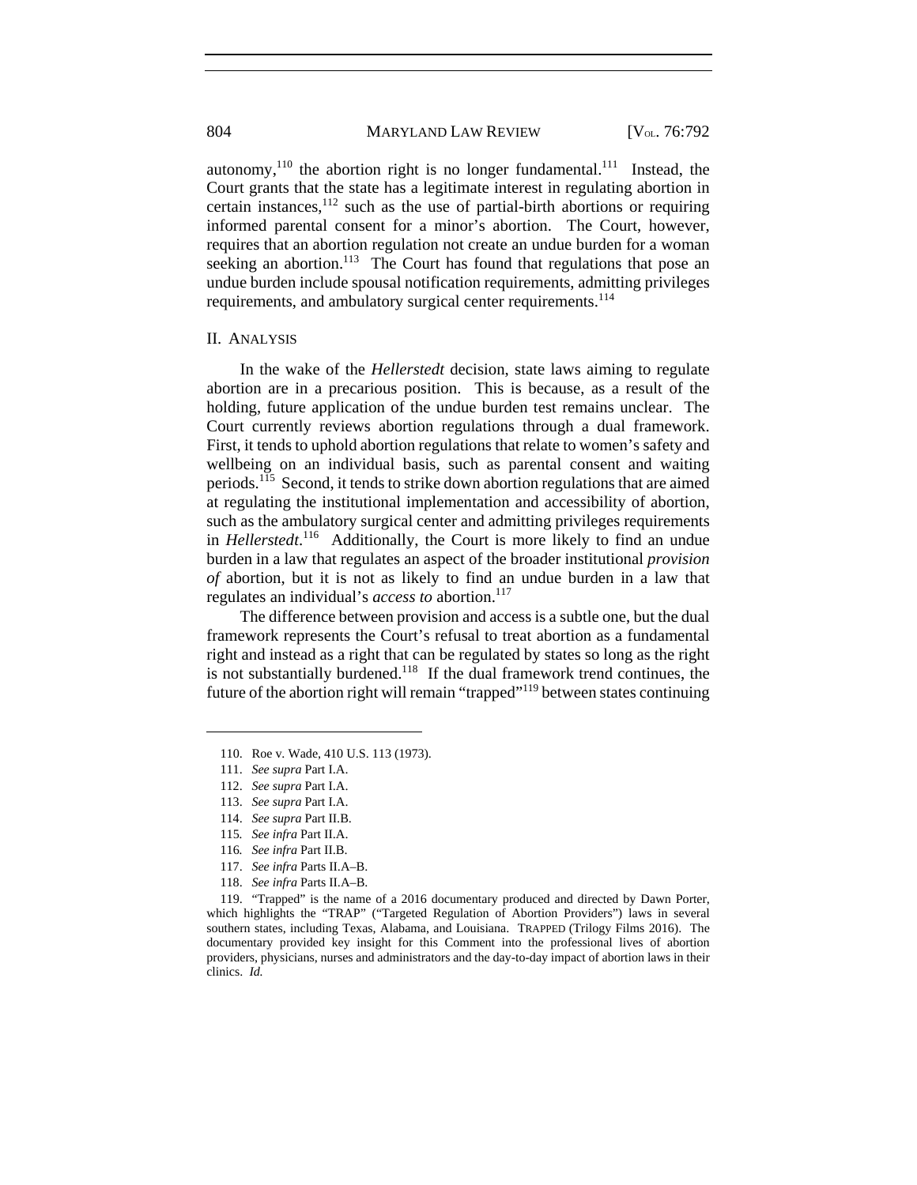autonomy,[110] the abortion right is no longer fundamental.[111] Instead, the Court grants that the state has a legitimate interest in regulating abortion in certain instances,[112] such as the use of partial-birth abortions or requiring informed parental consent for a minor's abortion. The Court, however, requires that an abortion regulation not create an undue burden for a woman seeking an abortion.[113] The Court has found that regulations that pose an undue burden include spousal notification requirements, admitting privileges requirements, and ambulatory surgical center requirements.[114]

## II. ANALYSIS

In the wake of the *Hellerstedt* decision, state laws aiming to regulate abortion are in a precarious position. This is because, as a result of the holding, future application of the undue burden test remains unclear. The Court currently reviews abortion regulations through a dual framework. First, it tends to uphold abortion regulations that relate to women's safety and wellbeing on an individual basis, such as parental consent and waiting periods.[115] Second, it tends to strike down abortion regulations that are aimed at regulating the institutional implementation and accessibility of abortion, such as the ambulatory surgical center and admitting privileges requirements in *Hellerstedt*.[116] Additionally, the Court is more likely to find an undue burden in a law that regulates an aspect of the broader institutional *provision of* abortion, but it is not as likely to find an undue burden in a law that regulates an individual's *access to* abortion.[117]

The difference between provision and access is a subtle one, but the dual framework represents the Court's refusal to treat abortion as a fundamental right and instead as a right that can be regulated by states so long as the right is not substantially burdened.[118] If the dual framework trend continues, the future of the abortion right will remain "trapped"[119] between states continuing

---

110. Roe v. Wade, 410 U.S. 113 (1973).

111. *See supra* Part I.A.

112. *See supra* Part I.A.

113. *See supra* Part I.A.

114. *See supra* Part II.B.

115. *See infra* Part II.A.

116. *See infra* Part II.B.

117. *See infra* Parts II.A–B.

118. *See infra* Parts II.A–B.

119. "Trapped" is the name of a 2016 documentary produced and directed by Dawn Porter, which highlights the "TRAP" ("Targeted Regulation of Abortion Providers") laws in several southern states, including Texas, Alabama, and Louisiana. TRAPPED (Trilogy Films 2016). The documentary provided key insight for this Comment into the professional lives of abortion providers, physicians, nurses and administrators and the day-to-day impact of abortion laws in their clinics. *Id.*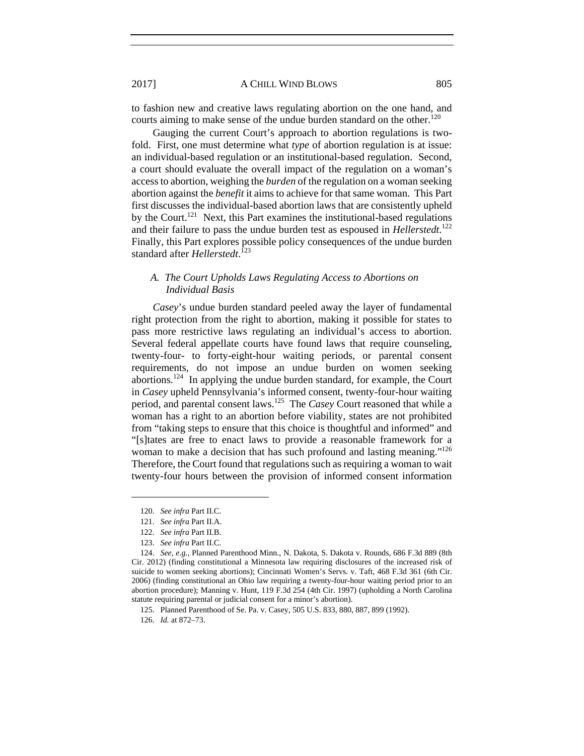to fashion new and creative laws regulating abortion on the one hand, and courts aiming to make sense of the undue burden standard on the other.[120]

Gauging the current Court's approach to abortion regulations is two-fold. First, one must determine what *type* of abortion regulation is at issue: an individual-based regulation or an institutional-based regulation. Second, a court should evaluate the overall impact of the regulation on a woman's access to abortion, weighing the *burden* of the regulation on a woman seeking abortion against the *benefit* it aims to achieve for that same woman. This Part first discusses the individual-based abortion laws that are consistently upheld by the Court.[121] Next, this Part examines the institutional-based regulations and their failure to pass the undue burden test as espoused in *Hellerstedt*.[122] Finally, this Part explores possible policy consequences of the undue burden standard after *Hellerstedt*.[123]

### *A. The Court Upholds Laws Regulating Access to Abortions on Individual Basis*

*Casey*'s undue burden standard peeled away the layer of fundamental right protection from the right to abortion, making it possible for states to pass more restrictive laws regulating an individual's access to abortion. Several federal appellate courts have found laws that require counseling, twenty-four- to forty-eight-hour waiting periods, or parental consent requirements, do not impose an undue burden on women seeking abortions.[124] In applying the undue burden standard, for example, the Court in *Casey* upheld Pennsylvania's informed consent, twenty-four-hour waiting period, and parental consent laws.[125] The *Casey* Court reasoned that while a woman has a right to an abortion before viability, states are not prohibited from "taking steps to ensure that this choice is thoughtful and informed" and "[s]tates are free to enact laws to provide a reasonable framework for a woman to make a decision that has such profound and lasting meaning."[126] Therefore, the Court found that regulations such as requiring a woman to wait twenty-four hours between the provision of informed consent information

---

120. *See infra* Part II.C.

121. *See infra* Part II.A.

122. *See infra* Part II.B.

123. *See infra* Part II.C.

124. *See, e.g.*, Planned Parenthood Minn., N. Dakota, S. Dakota v. Rounds, 686 F.3d 889 (8th Cir. 2012) (finding constitutional a Minnesota law requiring disclosures of the increased risk of suicide to women seeking abortions); Cincinnati Women's Servs. v. Taft, 468 F.3d 361 (6th Cir. 2006) (finding constitutional an Ohio law requiring a twenty-four-hour waiting period prior to an abortion procedure); Manning v. Hunt, 119 F.3d 254 (4th Cir. 1997) (upholding a North Carolina statute requiring parental or judicial consent for a minor's abortion).

125. Planned Parenthood of Se. Pa. v. Casey, 505 U.S. 833, 880, 887, 899 (1992).

126. *Id.* at 872–73.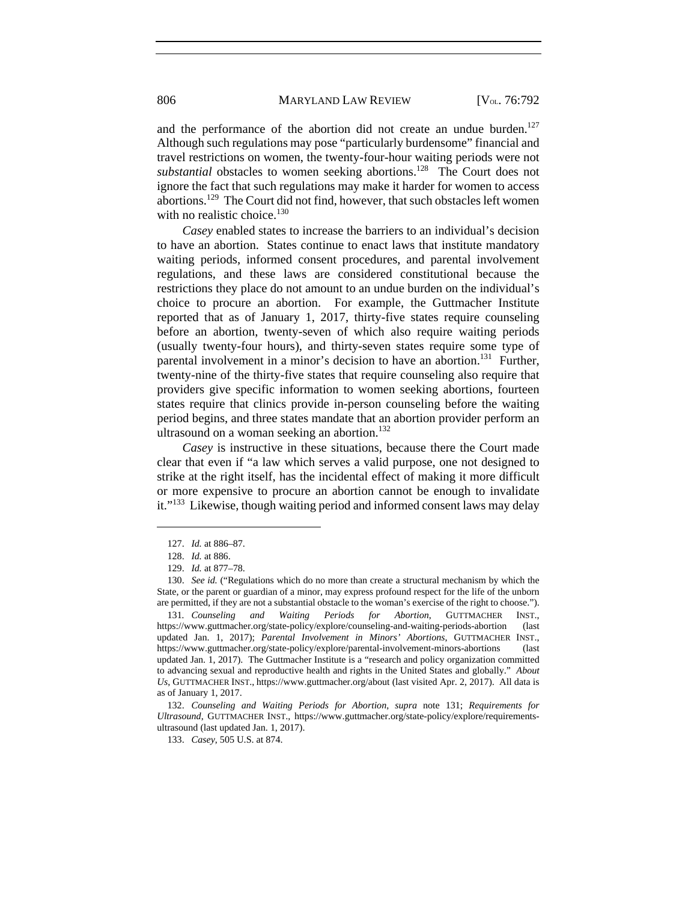and the performance of the abortion did not create an undue burden.[127] Although such regulations may pose "particularly burdensome" financial and travel restrictions on women, the twenty-four-hour waiting periods were not *substantial* obstacles to women seeking abortions.[128] The Court does not ignore the fact that such regulations may make it harder for women to access abortions.[129] The Court did not find, however, that such obstacles left women with no realistic choice.[130]

*Casey* enabled states to increase the barriers to an individual's decision to have an abortion. States continue to enact laws that institute mandatory waiting periods, informed consent procedures, and parental involvement regulations, and these laws are considered constitutional because the restrictions they place do not amount to an undue burden on the individual's choice to procure an abortion. For example, the Guttmacher Institute reported that as of January 1, 2017, thirty-five states require counseling before an abortion, twenty-seven of which also require waiting periods (usually twenty-four hours), and thirty-seven states require some type of parental involvement in a minor's decision to have an abortion.[131] Further, twenty-nine of the thirty-five states that require counseling also require that providers give specific information to women seeking abortions, fourteen states require that clinics provide in-person counseling before the waiting period begins, and three states mandate that an abortion provider perform an ultrasound on a woman seeking an abortion.[132]

*Casey* is instructive in these situations, because there the Court made clear that even if "a law which serves a valid purpose, one not designed to strike at the right itself, has the incidental effect of making it more difficult or more expensive to procure an abortion cannot be enough to invalidate it."[133] Likewise, though waiting period and informed consent laws may delay

---

127. *Id.* at 886–87.

128. *Id.* at 886.

129. *Id.* at 877–78.

130. *See id.* ("Regulations which do no more than create a structural mechanism by which the State, or the parent or guardian of a minor, may express profound respect for the life of the unborn are permitted, if they are not a substantial obstacle to the woman's exercise of the right to choose.").

131. *Counseling and Waiting Periods for Abortion*, GUTTMACHER INST., https://www.guttmacher.org/state-policy/explore/counseling-and-waiting-periods-abortion (last updated Jan. 1, 2017); *Parental Involvement in Minors' Abortions*, GUTTMACHER INST., https://www.guttmacher.org/state-policy/explore/parental-involvement-minors-abortions (last updated Jan. 1, 2017). The Guttmacher Institute is a "research and policy organization committed to advancing sexual and reproductive health and rights in the United States and globally." *About Us*, GUTTMACHER INST., https://www.guttmacher.org/about (last visited Apr. 2, 2017). All data is as of January 1, 2017.

132. *Counseling and Waiting Periods for Abortion*, *supra* note 131; *Requirements for Ultrasound*, GUTTMACHER INST., https://www.guttmacher.org/state-policy/explore/requirements-ultrasound (last updated Jan. 1, 2017).

133. *Casey*, 505 U.S. at 874.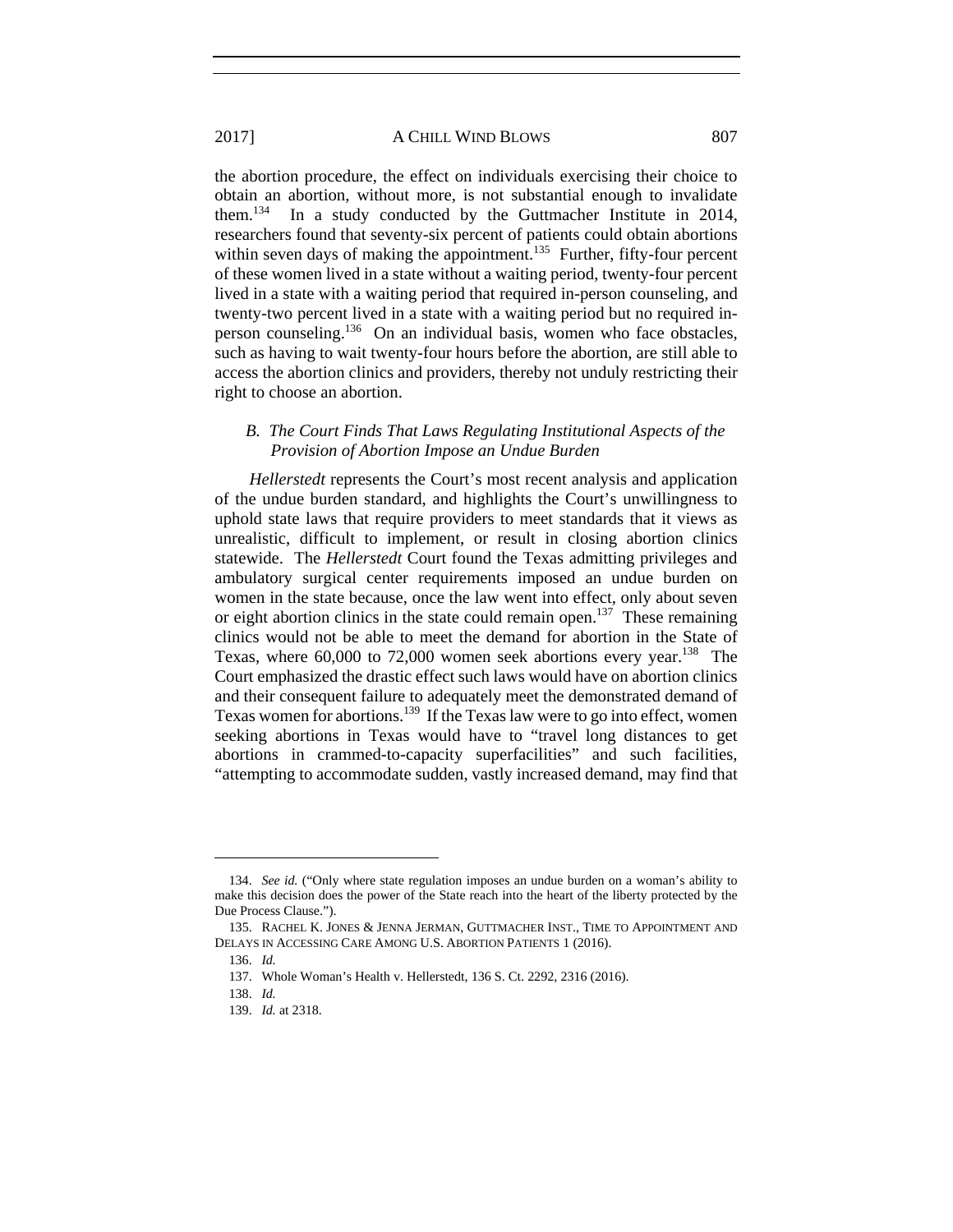the abortion procedure, the effect on individuals exercising their choice to obtain an abortion, without more, is not substantial enough to invalidate them.[134] In a study conducted by the Guttmacher Institute in 2014, researchers found that seventy-six percent of patients could obtain abortions within seven days of making the appointment.[135] Further, fifty-four percent of these women lived in a state without a waiting period, twenty-four percent lived in a state with a waiting period that required in-person counseling, and twenty-two percent lived in a state with a waiting period but no required in-person counseling.[136] On an individual basis, women who face obstacles, such as having to wait twenty-four hours before the abortion, are still able to access the abortion clinics and providers, thereby not unduly restricting their right to choose an abortion.

### *B. The Court Finds That Laws Regulating Institutional Aspects of the Provision of Abortion Impose an Undue Burden*

*Hellerstedt* represents the Court's most recent analysis and application of the undue burden standard, and highlights the Court's unwillingness to uphold state laws that require providers to meet standards that it views as unrealistic, difficult to implement, or result in closing abortion clinics statewide. The *Hellerstedt* Court found the Texas admitting privileges and ambulatory surgical center requirements imposed an undue burden on women in the state because, once the law went into effect, only about seven or eight abortion clinics in the state could remain open.[137] These remaining clinics would not be able to meet the demand for abortion in the State of Texas, where 60,000 to 72,000 women seek abortions every year.[138] The Court emphasized the drastic effect such laws would have on abortion clinics and their consequent failure to adequately meet the demonstrated demand of Texas women for abortions.[139] If the Texas law were to go into effect, women seeking abortions in Texas would have to "travel long distances to get abortions in crammed-to-capacity superfacilities" and such facilities, "attempting to accommodate sudden, vastly increased demand, may find that

---

134. *See id.* ("Only where state regulation imposes an undue burden on a woman's ability to make this decision does the power of the State reach into the heart of the liberty protected by the Due Process Clause.").

135. RACHEL K. JONES & JENNA JERMAN, GUTTMACHER INST., TIME TO APPOINTMENT AND DELAYS IN ACCESSING CARE AMONG U.S. ABORTION PATIENTS 1 (2016).

136. *Id.*

137. Whole Woman's Health v. Hellerstedt, 136 S. Ct. 2292, 2316 (2016).

138. *Id.*

139. *Id.* at 2318.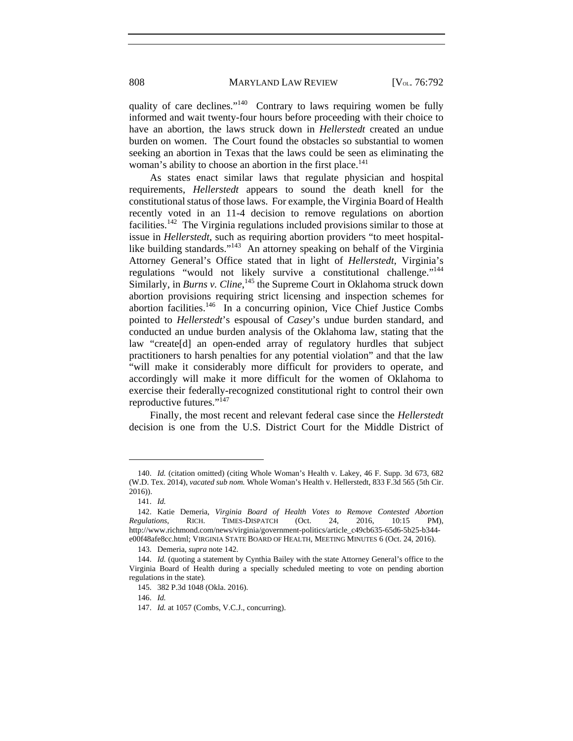quality of care declines."[140] Contrary to laws requiring women be fully informed and wait twenty-four hours before proceeding with their choice to have an abortion, the laws struck down in *Hellerstedt* created an undue burden on women. The Court found the obstacles so substantial to women seeking an abortion in Texas that the laws could be seen as eliminating the woman's ability to choose an abortion in the first place.[141]

As states enact similar laws that regulate physician and hospital requirements, *Hellerstedt* appears to sound the death knell for the constitutional status of those laws. For example, the Virginia Board of Health recently voted in an 11-4 decision to remove regulations on abortion facilities.[142] The Virginia regulations included provisions similar to those at issue in *Hellerstedt*, such as requiring abortion providers "to meet hospital-like building standards."[143] An attorney speaking on behalf of the Virginia Attorney General's Office stated that in light of *Hellerstedt*, Virginia's regulations "would not likely survive a constitutional challenge."[144] Similarly, in *Burns v. Cline*,[145] the Supreme Court in Oklahoma struck down abortion provisions requiring strict licensing and inspection schemes for abortion facilities.[146] In a concurring opinion, Vice Chief Justice Combs pointed to *Hellerstedt*'s espousal of *Casey*'s undue burden standard, and conducted an undue burden analysis of the Oklahoma law, stating that the law "create[d] an open-ended array of regulatory hurdles that subject practitioners to harsh penalties for any potential violation" and that the law "will make it considerably more difficult for providers to operate, and accordingly will make it more difficult for the women of Oklahoma to exercise their federally-recognized constitutional right to control their own reproductive futures."[147]

Finally, the most recent and relevant federal case since the *Hellerstedt* decision is one from the U.S. District Court for the Middle District of

---

140. *Id.* (citation omitted) (citing Whole Woman's Health v. Lakey, 46 F. Supp. 3d 673, 682 (W.D. Tex. 2014), *vacated sub nom.* Whole Woman's Health v. Hellerstedt, 833 F.3d 565 (5th Cir. 2016)).

141. *Id.*

142. Katie Demeria, *Virginia Board of Health Votes to Remove Contested Abortion Regulations*, RICH. TIMES-DISPATCH (Oct. 24, 2016, 10:15 PM), http://www.richmond.com/news/virginia/government-politics/article_c49cb635-65d6-5b25-b344-e00f48afe8cc.html; VIRGINIA STATE BOARD OF HEALTH, MEETING MINUTES 6 (Oct. 24, 2016).

143. Demeria, *supra* note 142.

144. *Id.* (quoting a statement by Cynthia Bailey with the state Attorney General's office to the Virginia Board of Health during a specially scheduled meeting to vote on pending abortion regulations in the state).

145. 382 P.3d 1048 (Okla. 2016).

146. *Id.*

147. *Id.* at 1057 (Combs, V.C.J., concurring).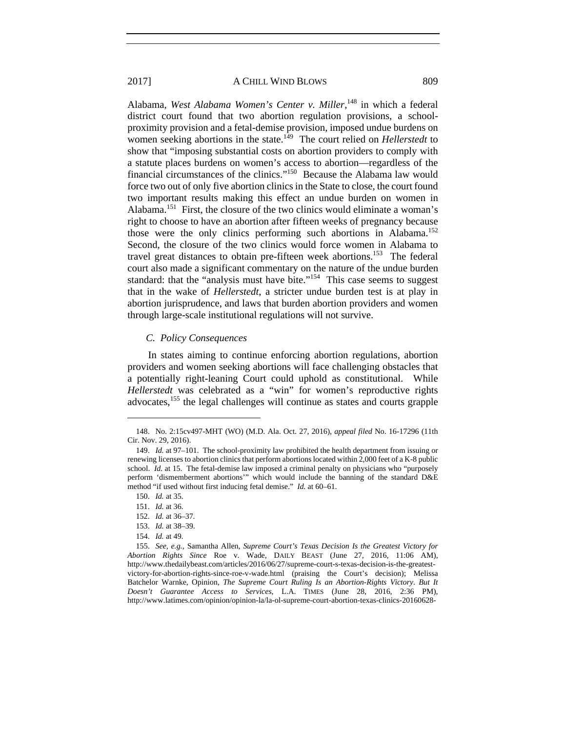Alabama, *West Alabama Women's Center v. Miller*,[148] in which a federal district court found that two abortion regulation provisions, a school-proximity provision and a fetal-demise provision, imposed undue burdens on women seeking abortions in the state.[149] The court relied on *Hellerstedt* to show that "imposing substantial costs on abortion providers to comply with a statute places burdens on women's access to abortion—regardless of the financial circumstances of the clinics."[150] Because the Alabama law would force two out of only five abortion clinics in the State to close, the court found two important results making this effect an undue burden on women in Alabama.[151] First, the closure of the two clinics would eliminate a woman's right to choose to have an abortion after fifteen weeks of pregnancy because those were the only clinics performing such abortions in Alabama.[152] Second, the closure of the two clinics would force women in Alabama to travel great distances to obtain pre-fifteen week abortions.[153] The federal court also made a significant commentary on the nature of the undue burden standard: that the "analysis must have bite."[154] This case seems to suggest that in the wake of *Hellerstedt*, a stricter undue burden test is at play in abortion jurisprudence, and laws that burden abortion providers and women through large-scale institutional regulations will not survive.

### *C. Policy Consequences*

In states aiming to continue enforcing abortion regulations, abortion providers and women seeking abortions will face challenging obstacles that a potentially right-leaning Court could uphold as constitutional. While *Hellerstedt* was celebrated as a "win" for women's reproductive rights advocates,[155] the legal challenges will continue as states and courts grapple

---

148. No. 2:15cv497-MHT (WO) (M.D. Ala. Oct. 27, 2016), *appeal filed* No. 16-17296 (11th Cir. Nov. 29, 2016).

149. *Id.* at 97–101. The school-proximity law prohibited the health department from issuing or renewing licenses to abortion clinics that perform abortions located within 2,000 feet of a K-8 public school. *Id.* at 15. The fetal-demise law imposed a criminal penalty on physicians who "purposely perform 'dismemberment abortions'" which would include the banning of the standard D&E method "if used without first inducing fetal demise." *Id.* at 60–61.

150. *Id.* at 35.

151. *Id.* at 36.

152. *Id.* at 36–37.

153. *Id.* at 38–39.

154. *Id.* at 49.

155. *See, e.g.*, Samantha Allen, *Supreme Court's Texas Decision Is the Greatest Victory for Abortion Rights Since* Roe v. Wade, DAILY BEAST (June 27, 2016, 11:06 AM), http://www.thedailybeast.com/articles/2016/06/27/supreme-court-s-texas-decision-is-the-greatest-victory-for-abortion-rights-since-roe-v-wade.html (praising the Court's decision); Melissa Batchelor Warnke, Opinion, *The Supreme Court Ruling Is an Abortion-Rights Victory. But It Doesn't Guarantee Access to Services*, L.A. TIMES (June 28, 2016, 2:36 PM), http://www.latimes.com/opinion/opinion-la/la-ol-supreme-court-abortion-texas-clinics-20160628-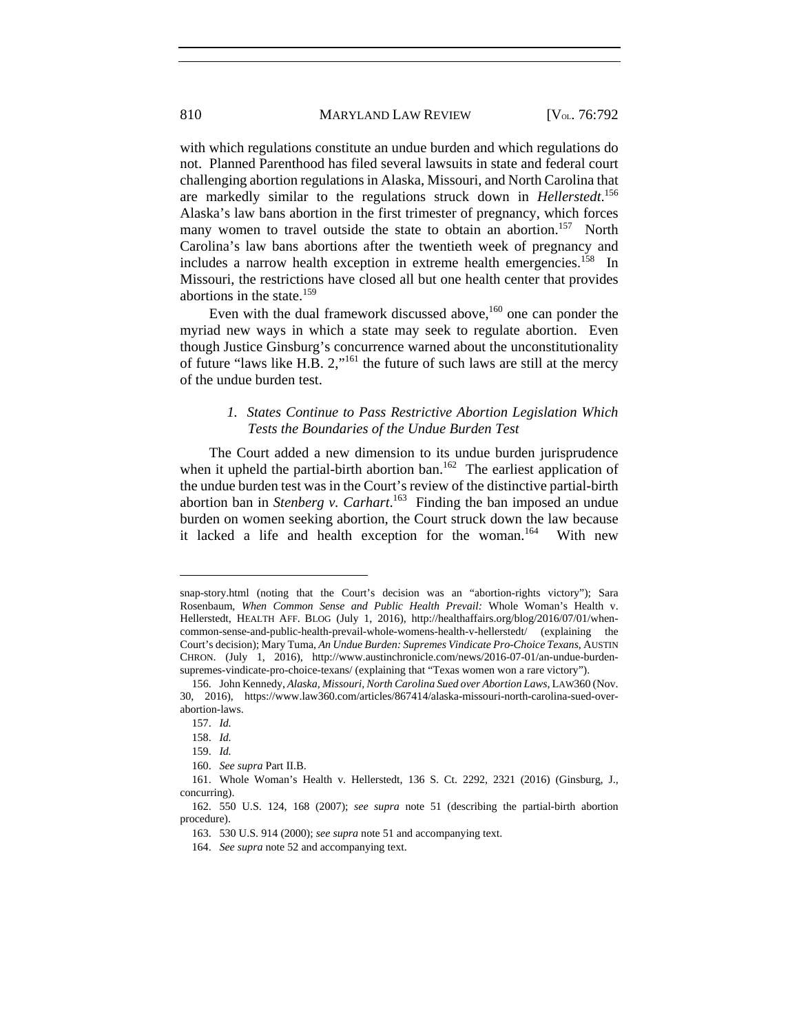with which regulations constitute an undue burden and which regulations do not. Planned Parenthood has filed several lawsuits in state and federal court challenging abortion regulations in Alaska, Missouri, and North Carolina that are markedly similar to the regulations struck down in *Hellerstedt*.[156] Alaska's law bans abortion in the first trimester of pregnancy, which forces many women to travel outside the state to obtain an abortion.[157] North Carolina's law bans abortions after the twentieth week of pregnancy and includes a narrow health exception in extreme health emergencies.[158] In Missouri, the restrictions have closed all but one health center that provides abortions in the state.[159]

Even with the dual framework discussed above,[160] one can ponder the myriad new ways in which a state may seek to regulate abortion. Even though Justice Ginsburg's concurrence warned about the unconstitutionality of future "laws like H.B. 2,"[161] the future of such laws are still at the mercy of the undue burden test.

### *1. States Continue to Pass Restrictive Abortion Legislation Which Tests the Boundaries of the Undue Burden Test*

The Court added a new dimension to its undue burden jurisprudence when it upheld the partial-birth abortion ban.[162] The earliest application of the undue burden test was in the Court's review of the distinctive partial-birth abortion ban in *Stenberg v. Carhart*.[163] Finding the ban imposed an undue burden on women seeking abortion, the Court struck down the law because it lacked a life and health exception for the woman.[164] With new

---

snap-story.html (noting that the Court's decision was an "abortion-rights victory"); Sara Rosenbaum, *When Common Sense and Public Health Prevail:* Whole Woman's Health v. Hellerstedt, HEALTH AFF. BLOG (July 1, 2016), http://healthaffairs.org/blog/2016/07/01/when-common-sense-and-public-health-prevail-whole-womens-health-v-hellerstedt/ (explaining the Court's decision); Mary Tuma, *An Undue Burden: Supremes Vindicate Pro-Choice Texans*, AUSTIN CHRON. (July 1, 2016), http://www.austinchronicle.com/news/2016-07-01/an-undue-burden-supremes-vindicate-pro-choice-texans/ (explaining that "Texas women won a rare victory").

156. John Kennedy, *Alaska, Missouri, North Carolina Sued over Abortion Laws*, LAW360 (Nov. 30, 2016), https://www.law360.com/articles/867414/alaska-missouri-north-carolina-sued-over-abortion-laws.

157. *Id.*

158. *Id.*

159. *Id.*

160. *See supra* Part II.B.

161. Whole Woman's Health v. Hellerstedt, 136 S. Ct. 2292, 2321 (2016) (Ginsburg, J., concurring).

162. 550 U.S. 124, 168 (2007); *see supra* note 51 (describing the partial-birth abortion procedure).

163. 530 U.S. 914 (2000); *see supra* note 51 and accompanying text.

164. *See supra* note 52 and accompanying text.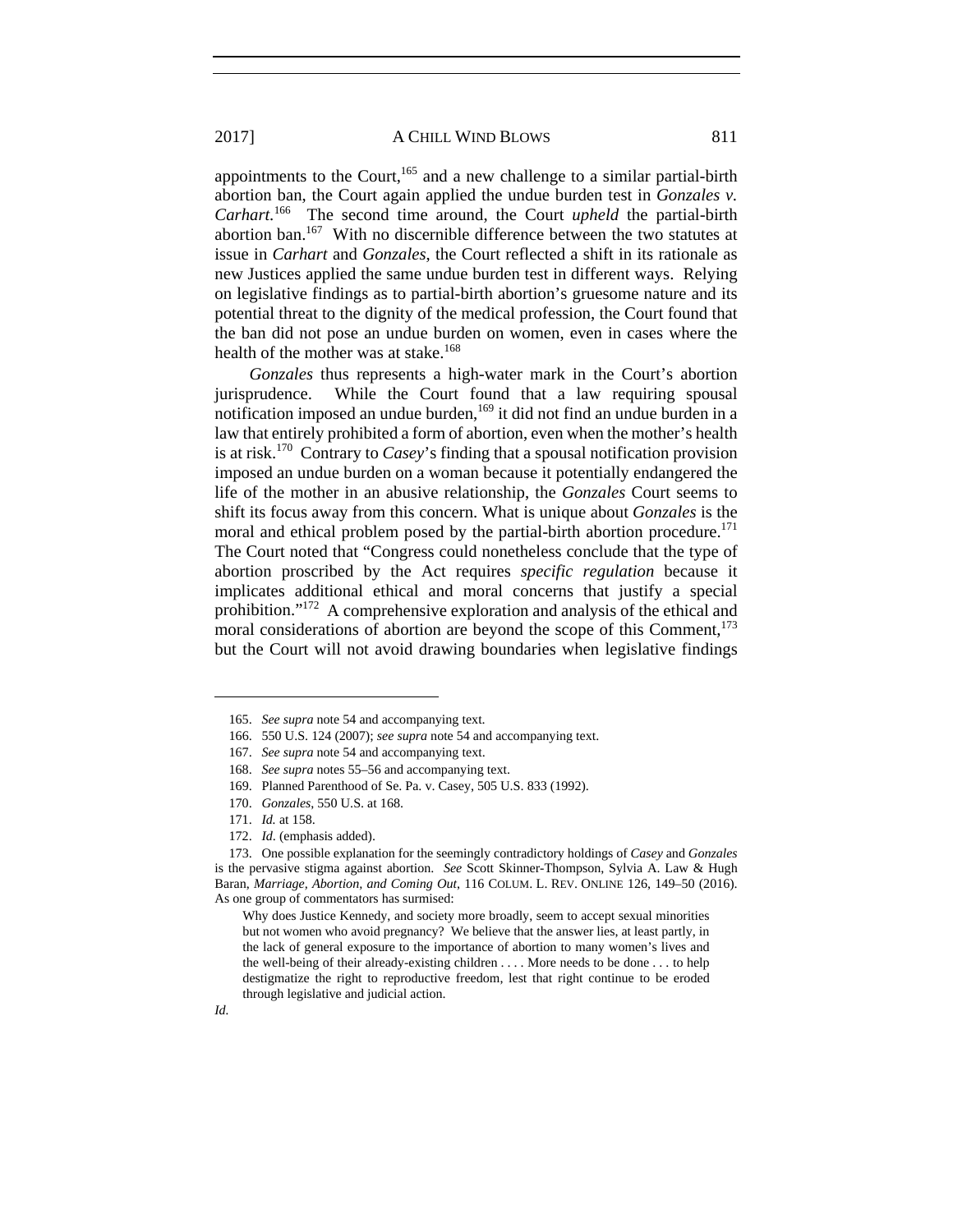appointments to the Court,[165] and a new challenge to a similar partial-birth abortion ban, the Court again applied the undue burden test in *Gonzales v. Carhart*.[166] The second time around, the Court *upheld* the partial-birth abortion ban.[167] With no discernible difference between the two statutes at issue in *Carhart* and *Gonzales*, the Court reflected a shift in its rationale as new Justices applied the same undue burden test in different ways. Relying on legislative findings as to partial-birth abortion's gruesome nature and its potential threat to the dignity of the medical profession, the Court found that the ban did not pose an undue burden on women, even in cases where the health of the mother was at stake.[168]

*Gonzales* thus represents a high-water mark in the Court's abortion jurisprudence. While the Court found that a law requiring spousal notification imposed an undue burden,[169] it did not find an undue burden in a law that entirely prohibited a form of abortion, even when the mother's health is at risk.[170] Contrary to *Casey*'s finding that a spousal notification provision imposed an undue burden on a woman because it potentially endangered the life of the mother in an abusive relationship, the *Gonzales* Court seems to shift its focus away from this concern. What is unique about *Gonzales* is the moral and ethical problem posed by the partial-birth abortion procedure.[171] The Court noted that "Congress could nonetheless conclude that the type of abortion proscribed by the Act requires *specific regulation* because it implicates additional ethical and moral concerns that justify a special prohibition."[172] A comprehensive exploration and analysis of the ethical and moral considerations of abortion are beyond the scope of this Comment,[173] but the Court will not avoid drawing boundaries when legislative findings

---

165. *See supra* note 54 and accompanying text.

166. 550 U.S. 124 (2007); *see supra* note 54 and accompanying text.

167. *See supra* note 54 and accompanying text.

168. *See supra* notes 55–56 and accompanying text.

169. Planned Parenthood of Se. Pa. v. Casey, 505 U.S. 833 (1992).

170. *Gonzales*, 550 U.S. at 168.

171. *Id.* at 158.

172. *Id.* (emphasis added).

173. One possible explanation for the seemingly contradictory holdings of *Casey* and *Gonzales* is the pervasive stigma against abortion. *See* Scott Skinner-Thompson, Sylvia A. Law & Hugh Baran, *Marriage, Abortion, and Coming Out*, 116 COLUM. L. REV. ONLINE 126, 149–50 (2016). As one group of commentators has surmised:

> Why does Justice Kennedy, and society more broadly, seem to accept sexual minorities but not women who avoid pregnancy? We believe that the answer lies, at least partly, in the lack of general exposure to the importance of abortion to many women's lives and the well-being of their already-existing children . . . . More needs to be done . . . to help destigmatize the right to reproductive freedom, lest that right continue to be eroded through legislative and judicial action.

*Id.*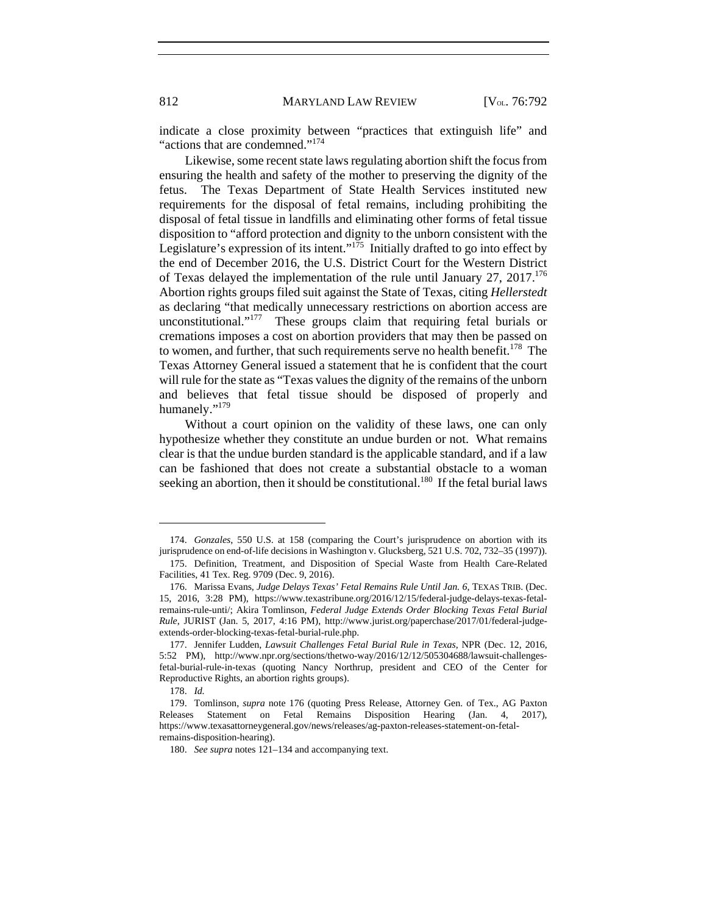indicate a close proximity between "practices that extinguish life" and "actions that are condemned."[174]

Likewise, some recent state laws regulating abortion shift the focus from ensuring the health and safety of the mother to preserving the dignity of the fetus. The Texas Department of State Health Services instituted new requirements for the disposal of fetal remains, including prohibiting the disposal of fetal tissue in landfills and eliminating other forms of fetal tissue disposition to "afford protection and dignity to the unborn consistent with the Legislature's expression of its intent."[175] Initially drafted to go into effect by the end of December 2016, the U.S. District Court for the Western District of Texas delayed the implementation of the rule until January 27, 2017.[176] Abortion rights groups filed suit against the State of Texas, citing *Hellerstedt* as declaring "that medically unnecessary restrictions on abortion access are unconstitutional."[177] These groups claim that requiring fetal burials or cremations imposes a cost on abortion providers that may then be passed on to women, and further, that such requirements serve no health benefit.[178] The Texas Attorney General issued a statement that he is confident that the court will rule for the state as "Texas values the dignity of the remains of the unborn and believes that fetal tissue should be disposed of properly and humanely."[179]

Without a court opinion on the validity of these laws, one can only hypothesize whether they constitute an undue burden or not. What remains clear is that the undue burden standard is the applicable standard, and if a law can be fashioned that does not create a substantial obstacle to a woman seeking an abortion, then it should be constitutional.[180] If the fetal burial laws

---

174. *Gonzales*, 550 U.S. at 158 (comparing the Court's jurisprudence on abortion with its jurisprudence on end-of-life decisions in Washington v. Glucksberg, 521 U.S. 702, 732–35 (1997)).

175. Definition, Treatment, and Disposition of Special Waste from Health Care-Related Facilities, 41 Tex. Reg. 9709 (Dec. 9, 2016).

176. Marissa Evans, *Judge Delays Texas' Fetal Remains Rule Until Jan. 6*, TEXAS TRIB. (Dec. 15, 2016, 3:28 PM), https://www.texastribune.org/2016/12/15/federal-judge-delays-texas-fetal-remains-rule-unti/; Akira Tomlinson, *Federal Judge Extends Order Blocking Texas Fetal Burial Rule*, JURIST (Jan. 5, 2017, 4:16 PM), http://www.jurist.org/paperchase/2017/01/federal-judge-extends-order-blocking-texas-fetal-burial-rule.php.

177. Jennifer Ludden, *Lawsuit Challenges Fetal Burial Rule in Texas*, NPR (Dec. 12, 2016, 5:52 PM), http://www.npr.org/sections/thetwo-way/2016/12/12/505304688/lawsuit-challenges-fetal-burial-rule-in-texas (quoting Nancy Northrup, president and CEO of the Center for Reproductive Rights, an abortion rights groups).

178. *Id.*

179. Tomlinson, *supra* note 176 (quoting Press Release, Attorney Gen. of Tex., AG Paxton Releases Statement on Fetal Remains Disposition Hearing (Jan. 4, 2017), https://www.texasattorneygeneral.gov/news/releases/ag-paxton-releases-statement-on-fetal-remains-disposition-hearing).

180. *See supra* notes 121–134 and accompanying text.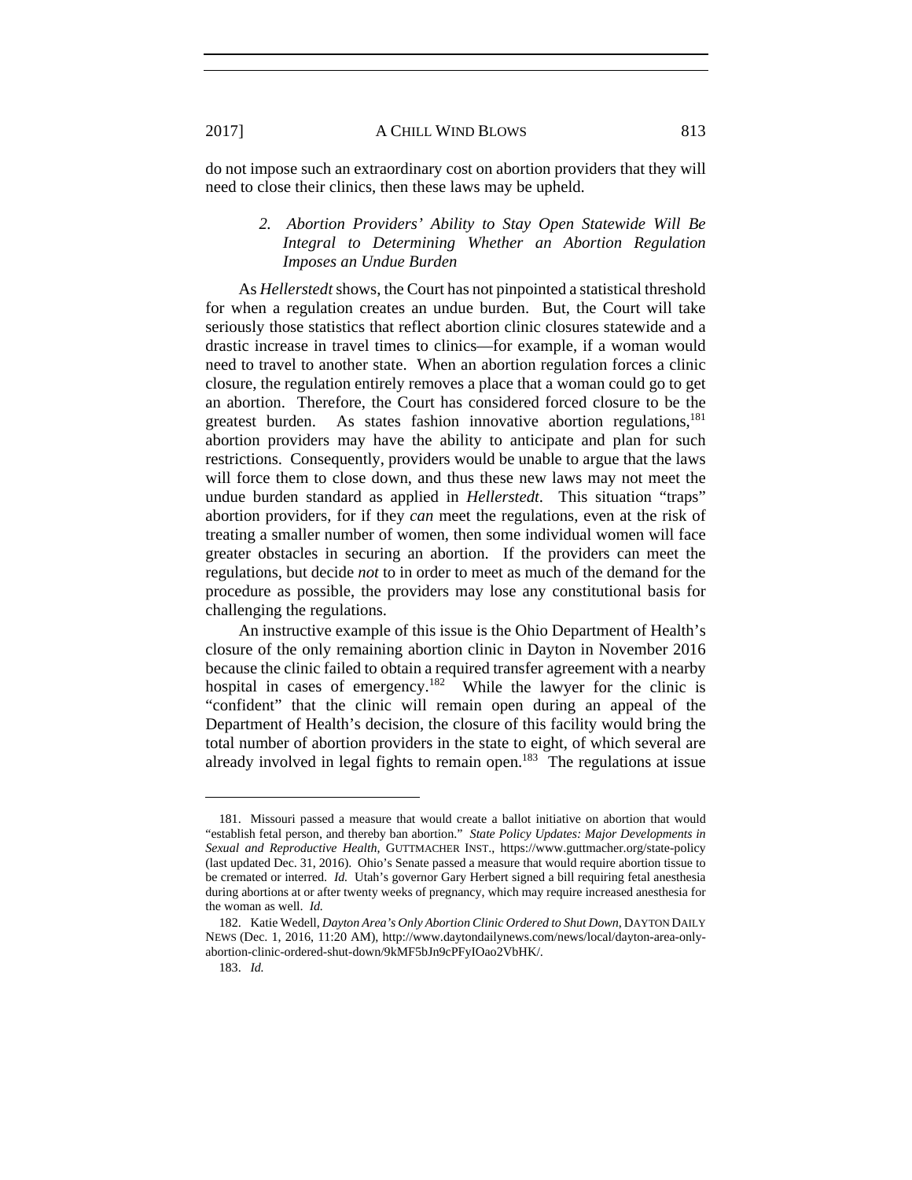do not impose such an extraordinary cost on abortion providers that they will need to close their clinics, then these laws may be upheld.

### *2. Abortion Providers' Ability to Stay Open Statewide Will Be Integral to Determining Whether an Abortion Regulation Imposes an Undue Burden*

As *Hellerstedt* shows, the Court has not pinpointed a statistical threshold for when a regulation creates an undue burden. But, the Court will take seriously those statistics that reflect abortion clinic closures statewide and a drastic increase in travel times to clinics—for example, if a woman would need to travel to another state. When an abortion regulation forces a clinic closure, the regulation entirely removes a place that a woman could go to get an abortion. Therefore, the Court has considered forced closure to be the greatest burden. As states fashion innovative abortion regulations,[181] abortion providers may have the ability to anticipate and plan for such restrictions. Consequently, providers would be unable to argue that the laws will force them to close down, and thus these new laws may not meet the undue burden standard as applied in *Hellerstedt*. This situation "traps" abortion providers, for if they *can* meet the regulations, even at the risk of treating a smaller number of women, then some individual women will face greater obstacles in securing an abortion. If the providers can meet the regulations, but decide *not* to in order to meet as much of the demand for the procedure as possible, the providers may lose any constitutional basis for challenging the regulations.

An instructive example of this issue is the Ohio Department of Health's closure of the only remaining abortion clinic in Dayton in November 2016 because the clinic failed to obtain a required transfer agreement with a nearby hospital in cases of emergency.[182] While the lawyer for the clinic is "confident" that the clinic will remain open during an appeal of the Department of Health's decision, the closure of this facility would bring the total number of abortion providers in the state to eight, of which several are already involved in legal fights to remain open.[183] The regulations at issue

---

181. Missouri passed a measure that would create a ballot initiative on abortion that would "establish fetal person, and thereby ban abortion." *State Policy Updates: Major Developments in Sexual and Reproductive Health*, GUTTMACHER INST., https://www.guttmacher.org/state-policy (last updated Dec. 31, 2016). Ohio's Senate passed a measure that would require abortion tissue to be cremated or interred. *Id.* Utah's governor Gary Herbert signed a bill requiring fetal anesthesia during abortions at or after twenty weeks of pregnancy, which may require increased anesthesia for the woman as well. *Id.*

182. Katie Wedell, *Dayton Area's Only Abortion Clinic Ordered to Shut Down*, DAYTON DAILY NEWS (Dec. 1, 2016, 11:20 AM), http://www.daytondailynews.com/news/local/dayton-area-only-abortion-clinic-ordered-shut-down/9kMF5bJn9cPFyIOao2VbHK/.

183. *Id.*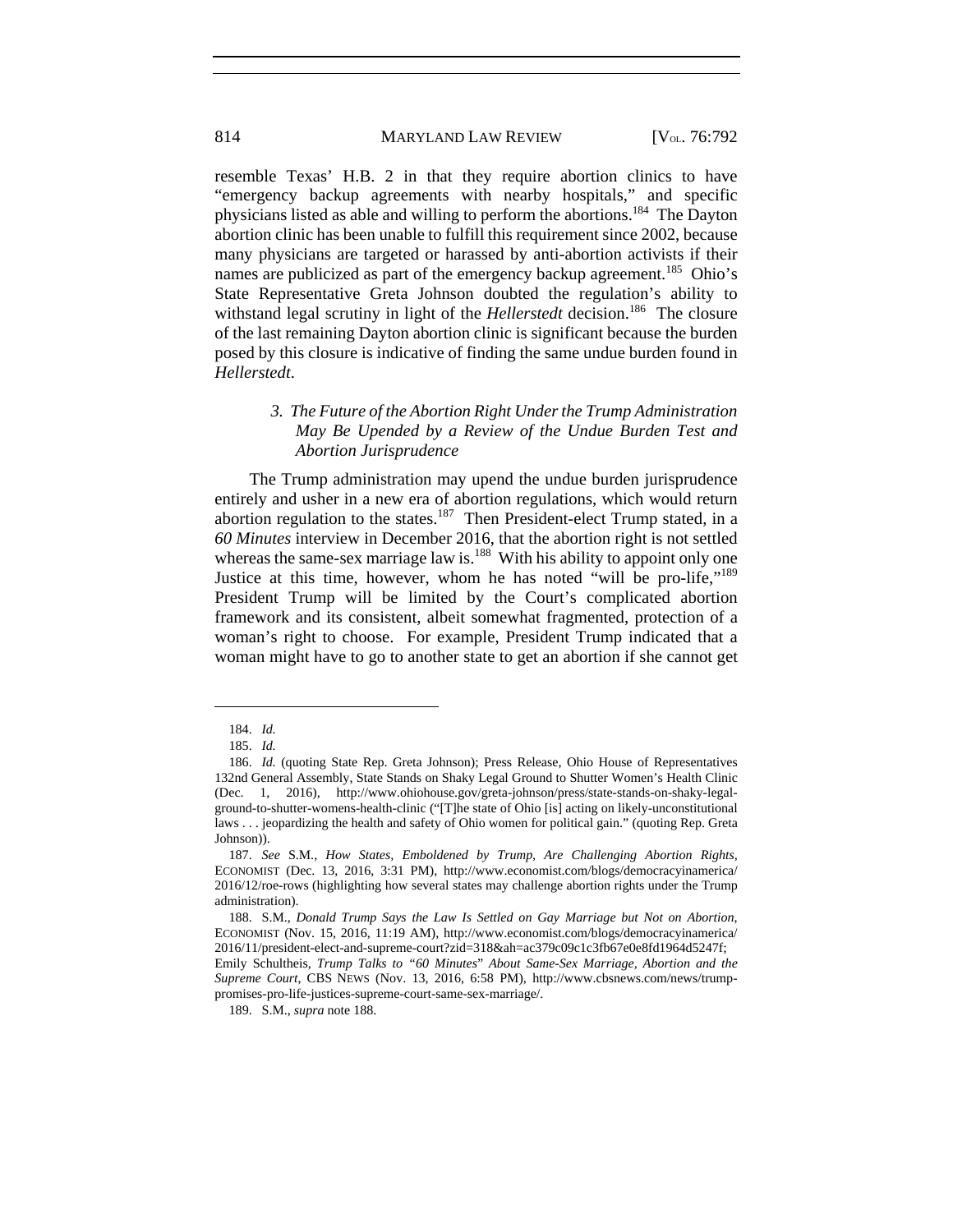resemble Texas' H.B. 2 in that they require abortion clinics to have "emergency backup agreements with nearby hospitals," and specific physicians listed as able and willing to perform the abortions.[184] The Dayton abortion clinic has been unable to fulfill this requirement since 2002, because many physicians are targeted or harassed by anti-abortion activists if their names are publicized as part of the emergency backup agreement.[185] Ohio's State Representative Greta Johnson doubted the regulation's ability to withstand legal scrutiny in light of the *Hellerstedt* decision.[186] The closure of the last remaining Dayton abortion clinic is significant because the burden posed by this closure is indicative of finding the same undue burden found in *Hellerstedt*.

### 3. *The Future of the Abortion Right Under the Trump Administration May Be Upended by a Review of the Undue Burden Test and Abortion Jurisprudence*

The Trump administration may upend the undue burden jurisprudence entirely and usher in a new era of abortion regulations, which would return abortion regulation to the states.[187] Then President-elect Trump stated, in a *60 Minutes* interview in December 2016, that the abortion right is not settled whereas the same-sex marriage law is.[188] With his ability to appoint only one Justice at this time, however, whom he has noted "will be pro-life,"[189] President Trump will be limited by the Court's complicated abortion framework and its consistent, albeit somewhat fragmented, protection of a woman's right to choose. For example, President Trump indicated that a woman might have to go to another state to get an abortion if she cannot get

---

184. *Id.*

185. *Id.*

186. *Id.* (quoting State Rep. Greta Johnson); Press Release, Ohio House of Representatives 132nd General Assembly, State Stands on Shaky Legal Ground to Shutter Women's Health Clinic (Dec. 1, 2016), http://www.ohiohouse.gov/greta-johnson/press/state-stands-on-shaky-legal-ground-to-shutter-womens-health-clinic ("[T]he state of Ohio [is] acting on likely-unconstitutional laws . . . jeopardizing the health and safety of Ohio women for political gain." (quoting Rep. Greta Johnson)).

187. *See* S.M., *How States, Emboldened by Trump, Are Challenging Abortion Rights*, ECONOMIST (Dec. 13, 2016, 3:31 PM), http://www.economist.com/blogs/democracyinamerica/2016/12/roe-rows (highlighting how several states may challenge abortion rights under the Trump administration).

188. S.M., *Donald Trump Says the Law Is Settled on Gay Marriage but Not on Abortion*, ECONOMIST (Nov. 15, 2016, 11:19 AM), http://www.economist.com/blogs/democracyinamerica/2016/11/president-elect-and-supreme-court?zid=318&ah=ac379c09c1c3fb67e0e8fd1964d5247f; Emily Schultheis, *Trump Talks to "60 Minutes" About Same-Sex Marriage, Abortion and the Supreme Court*, CBS NEWS (Nov. 13, 2016, 6:58 PM), http://www.cbsnews.com/news/trump-promises-pro-life-justices-supreme-court-same-sex-marriage/.

189. S.M., *supra* note 188.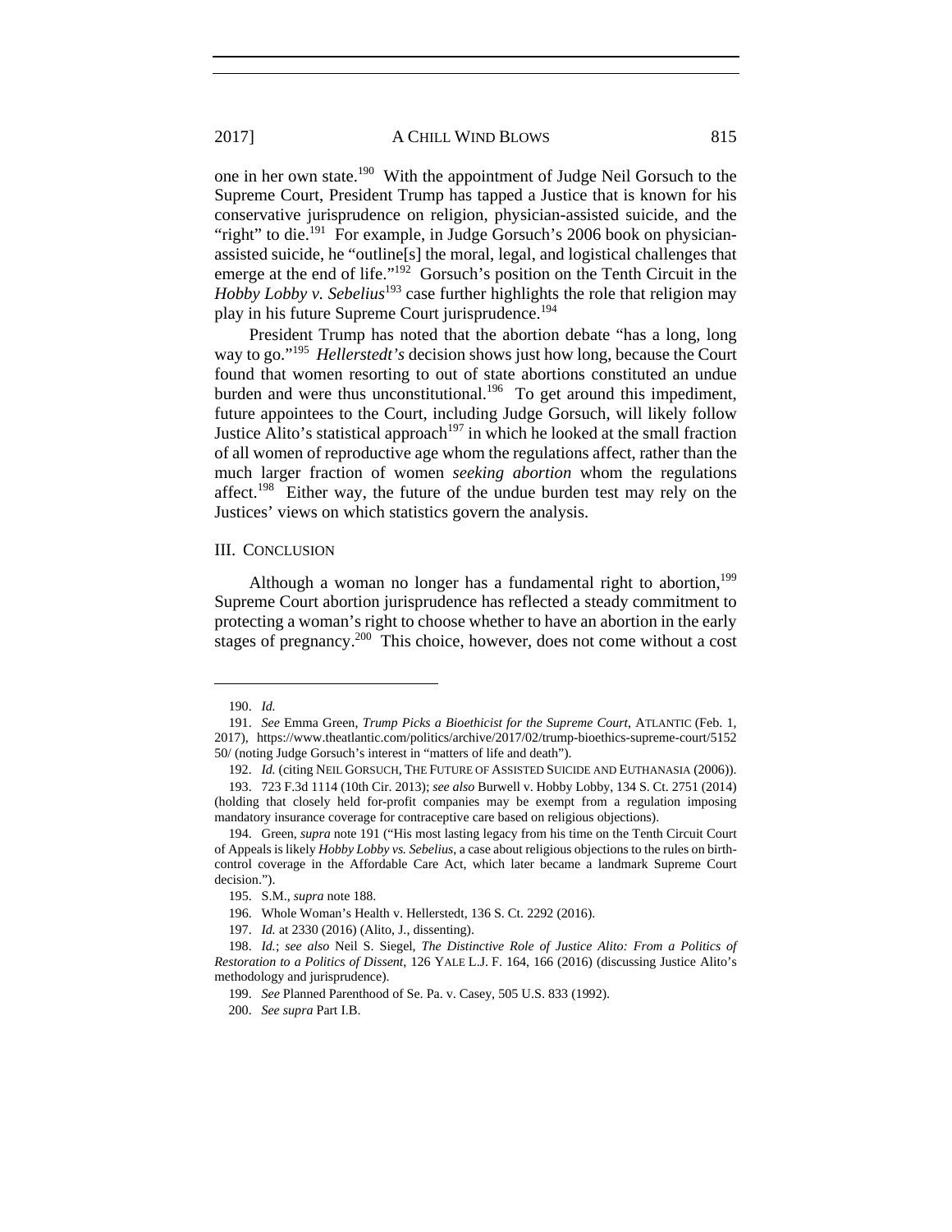one in her own state.[190] With the appointment of Judge Neil Gorsuch to the Supreme Court, President Trump has tapped a Justice that is known for his conservative jurisprudence on religion, physician-assisted suicide, and the "right" to die.[191] For example, in Judge Gorsuch's 2006 book on physician-assisted suicide, he "outline[s] the moral, legal, and logistical challenges that emerge at the end of life."[192] Gorsuch's position on the Tenth Circuit in the *Hobby Lobby v. Sebelius*[193] case further highlights the role that religion may play in his future Supreme Court jurisprudence.[194]

President Trump has noted that the abortion debate "has a long, long way to go."[195] *Hellerstedt's* decision shows just how long, because the Court found that women resorting to out of state abortions constituted an undue burden and were thus unconstitutional.[196] To get around this impediment, future appointees to the Court, including Judge Gorsuch, will likely follow Justice Alito's statistical approach[197] in which he looked at the small fraction of all women of reproductive age whom the regulations affect, rather than the much larger fraction of women *seeking abortion* whom the regulations affect.[198] Either way, the future of the undue burden test may rely on the Justices' views on which statistics govern the analysis.

## III. CONCLUSION

Although a woman no longer has a fundamental right to abortion,[199] Supreme Court abortion jurisprudence has reflected a steady commitment to protecting a woman's right to choose whether to have an abortion in the early stages of pregnancy.[200] This choice, however, does not come without a cost

---

190. *Id.*

191. *See* Emma Green, *Trump Picks a Bioethicist for the Supreme Court*, ATLANTIC (Feb. 1, 2017), https://www.theatlantic.com/politics/archive/2017/02/trump-bioethics-supreme-court/515250/ (noting Judge Gorsuch's interest in "matters of life and death").

192. *Id.* (citing NEIL GORSUCH, THE FUTURE OF ASSISTED SUICIDE AND EUTHANASIA (2006)).

193. 723 F.3d 1114 (10th Cir. 2013); *see also* Burwell v. Hobby Lobby, 134 S. Ct. 2751 (2014) (holding that closely held for-profit companies may be exempt from a regulation imposing mandatory insurance coverage for contraceptive care based on religious objections).

194. Green, *supra* note 191 ("His most lasting legacy from his time on the Tenth Circuit Court of Appeals is likely *Hobby Lobby vs. Sebelius*, a case about religious objections to the rules on birth-control coverage in the Affordable Care Act, which later became a landmark Supreme Court decision.").

195. S.M., *supra* note 188.

196. Whole Woman's Health v. Hellerstedt, 136 S. Ct. 2292 (2016).

197. *Id.* at 2330 (2016) (Alito, J., dissenting).

198. *Id.*; *see also* Neil S. Siegel, *The Distinctive Role of Justice Alito: From a Politics of Restoration to a Politics of Dissent*, 126 YALE L.J. F. 164, 166 (2016) (discussing Justice Alito's methodology and jurisprudence).

199. *See* Planned Parenthood of Se. Pa. v. Casey, 505 U.S. 833 (1992).

200. *See supra* Part I.B.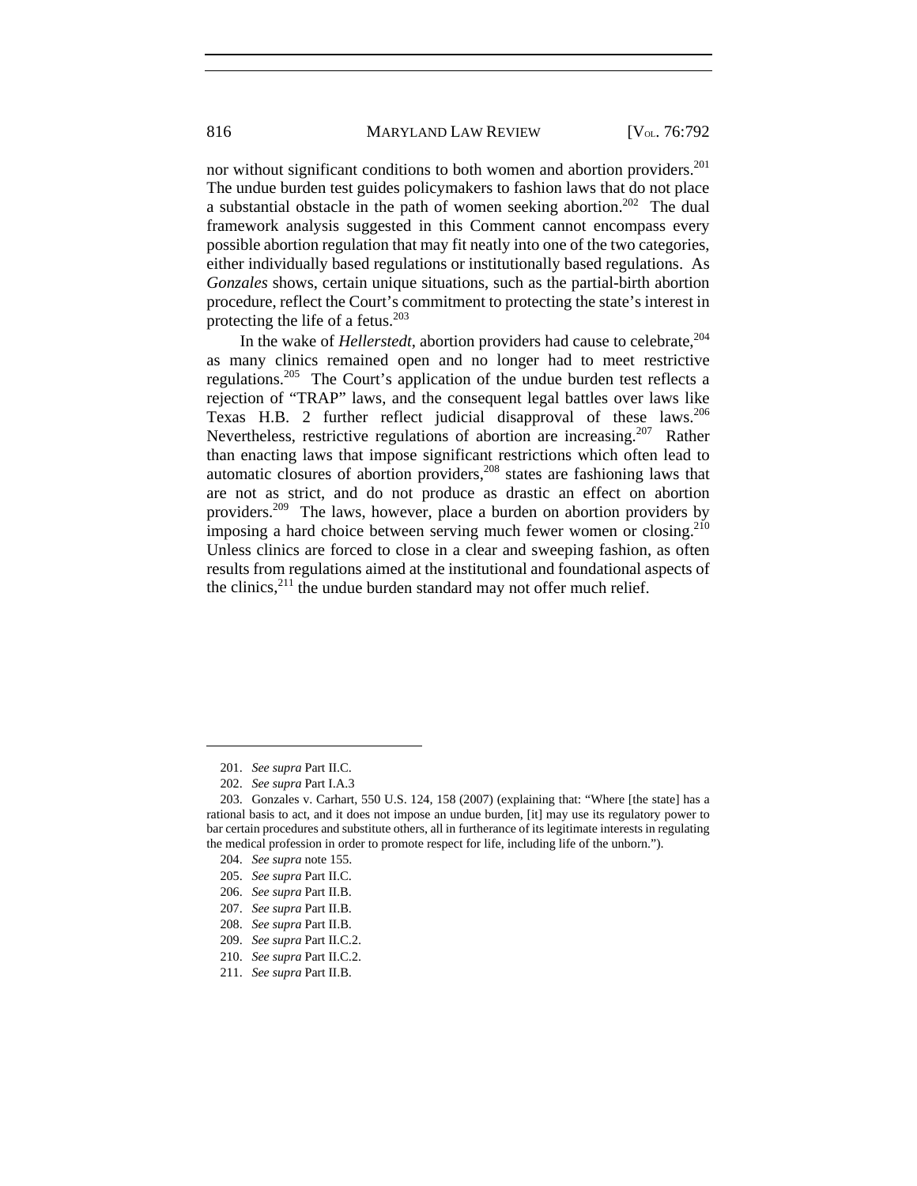nor without significant conditions to both women and abortion providers.[201] The undue burden test guides policymakers to fashion laws that do not place a substantial obstacle in the path of women seeking abortion.[202] The dual framework analysis suggested in this Comment cannot encompass every possible abortion regulation that may fit neatly into one of the two categories, either individually based regulations or institutionally based regulations. As *Gonzales* shows, certain unique situations, such as the partial-birth abortion procedure, reflect the Court's commitment to protecting the state's interest in protecting the life of a fetus.[203]

In the wake of *Hellerstedt*, abortion providers had cause to celebrate,[204] as many clinics remained open and no longer had to meet restrictive regulations.[205] The Court's application of the undue burden test reflects a rejection of "TRAP" laws, and the consequent legal battles over laws like Texas H.B. 2 further reflect judicial disapproval of these laws.[206] Nevertheless, restrictive regulations of abortion are increasing.[207] Rather than enacting laws that impose significant restrictions which often lead to automatic closures of abortion providers,[208] states are fashioning laws that are not as strict, and do not produce as drastic an effect on abortion providers.[209] The laws, however, place a burden on abortion providers by imposing a hard choice between serving much fewer women or closing.[210] Unless clinics are forced to close in a clear and sweeping fashion, as often results from regulations aimed at the institutional and foundational aspects of the clinics,[211] the undue burden standard may not offer much relief.

---

201. *See supra* Part II.C.

202. *See supra* Part I.A.3

203. Gonzales v. Carhart, 550 U.S. 124, 158 (2007) (explaining that: "Where [the state] has a rational basis to act, and it does not impose an undue burden, [it] may use its regulatory power to bar certain procedures and substitute others, all in furtherance of its legitimate interests in regulating the medical profession in order to promote respect for life, including life of the unborn.").

204. *See supra* note 155.

205. *See supra* Part II.C.

206. *See supra* Part II.B.

207. *See supra* Part II.B.

208. *See supra* Part II.B.

209. *See supra* Part II.C.2.

210. *See supra* Part II.C.2.

211. *See supra* Part II.B.